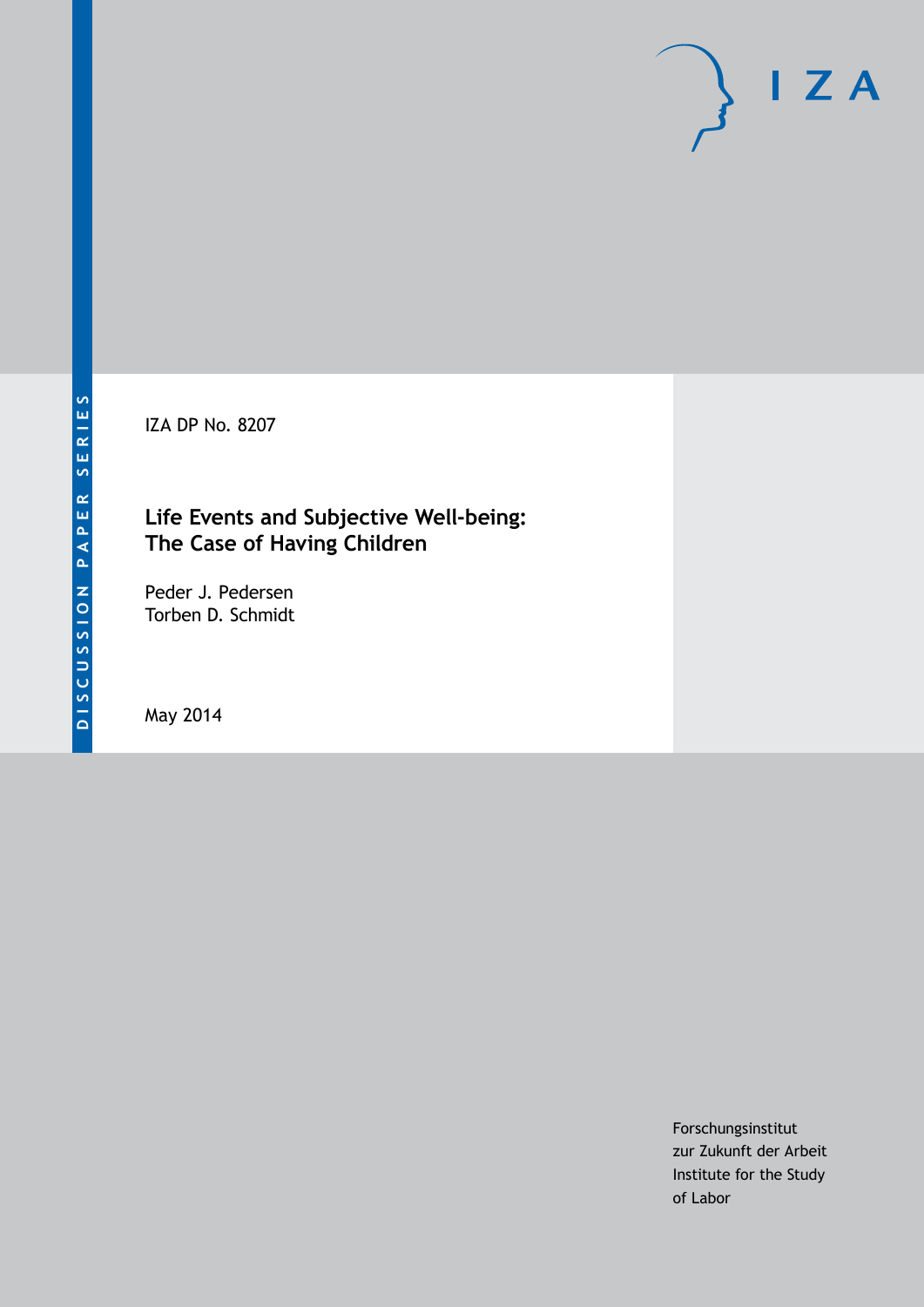DISCUSSION PAPER SERIES

IZA

IZA DP No. 8207

# Life Events and Subjective Well-being: The Case of Having Children

Peder J. Pedersen
Torben D. Schmidt

May 2014

Forschungsinstitut
zur Zukunft der Arbeit
Institute for the Study
of Labor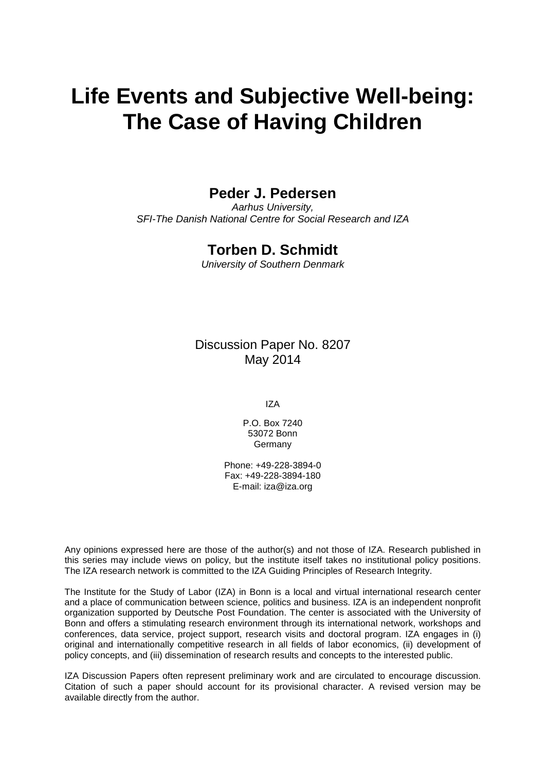# Life Events and Subjective Well-being: The Case of Having Children

**Peder J. Pedersen**

*Aarhus University,*
*SFI-The Danish National Centre for Social Research and IZA*

**Torben D. Schmidt**

*University of Southern Denmark*

Discussion Paper No. 8207
May 2014

IZA

P.O. Box 7240
53072 Bonn
Germany

Phone: +49-228-3894-0
Fax: +49-228-3894-180
E-mail: iza@iza.org

Any opinions expressed here are those of the author(s) and not those of IZA. Research published in this series may include views on policy, but the institute itself takes no institutional policy positions. The IZA research network is committed to the IZA Guiding Principles of Research Integrity.

The Institute for the Study of Labor (IZA) in Bonn is a local and virtual international research center and a place of communication between science, politics and business. IZA is an independent nonprofit organization supported by Deutsche Post Foundation. The center is associated with the University of Bonn and offers a stimulating research environment through its international network, workshops and conferences, data service, project support, research visits and doctoral program. IZA engages in (i) original and internationally competitive research in all fields of labor economics, (ii) development of policy concepts, and (iii) dissemination of research results and concepts to the interested public.

IZA Discussion Papers often represent preliminary work and are circulated to encourage discussion. Citation of such a paper should account for its provisional character. A revised version may be available directly from the author.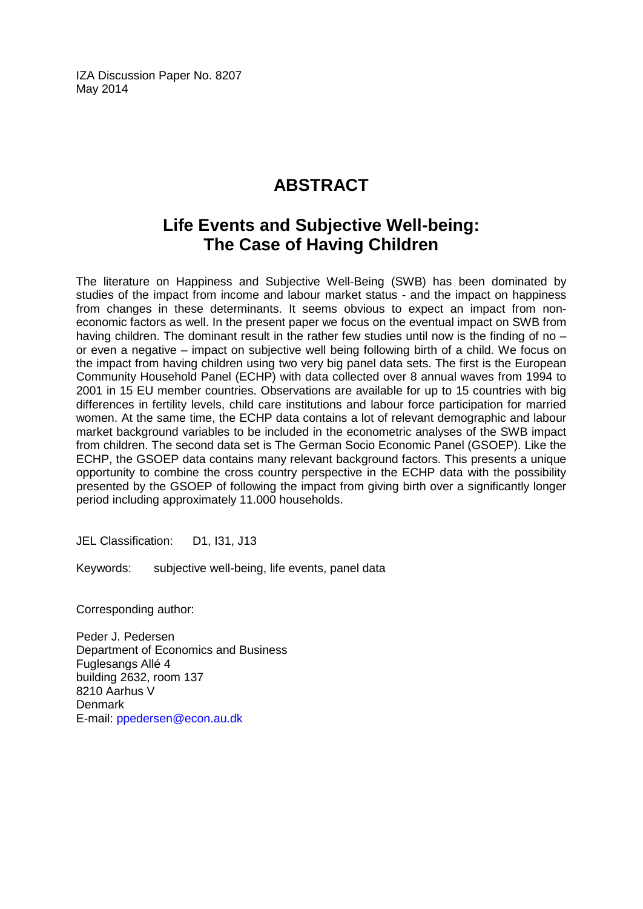IZA Discussion Paper No. 8207
May 2014

# ABSTRACT

## Life Events and Subjective Well-being: The Case of Having Children

The literature on Happiness and Subjective Well-Being (SWB) has been dominated by studies of the impact from income and labour market status - and the impact on happiness from changes in these determinants. It seems obvious to expect an impact from non-economic factors as well. In the present paper we focus on the eventual impact on SWB from having children. The dominant result in the rather few studies until now is the finding of no – or even a negative – impact on subjective well being following birth of a child. We focus on the impact from having children using two very big panel data sets. The first is the European Community Household Panel (ECHP) with data collected over 8 annual waves from 1994 to 2001 in 15 EU member countries. Observations are available for up to 15 countries with big differences in fertility levels, child care institutions and labour force participation for married women. At the same time, the ECHP data contains a lot of relevant demographic and labour market background variables to be included in the econometric analyses of the SWB impact from children. The second data set is The German Socio Economic Panel (GSOEP). Like the ECHP, the GSOEP data contains many relevant background factors. This presents a unique opportunity to combine the cross country perspective in the ECHP data with the possibility presented by the GSOEP of following the impact from giving birth over a significantly longer period including approximately 11.000 households.

JEL Classification: D1, I31, J13

Keywords: subjective well-being, life events, panel data

Corresponding author:

Peder J. Pedersen
Department of Economics and Business
Fuglesangs Allé 4
building 2632, room 137
8210 Aarhus V
Denmark
E-mail: ppedersen@econ.au.dk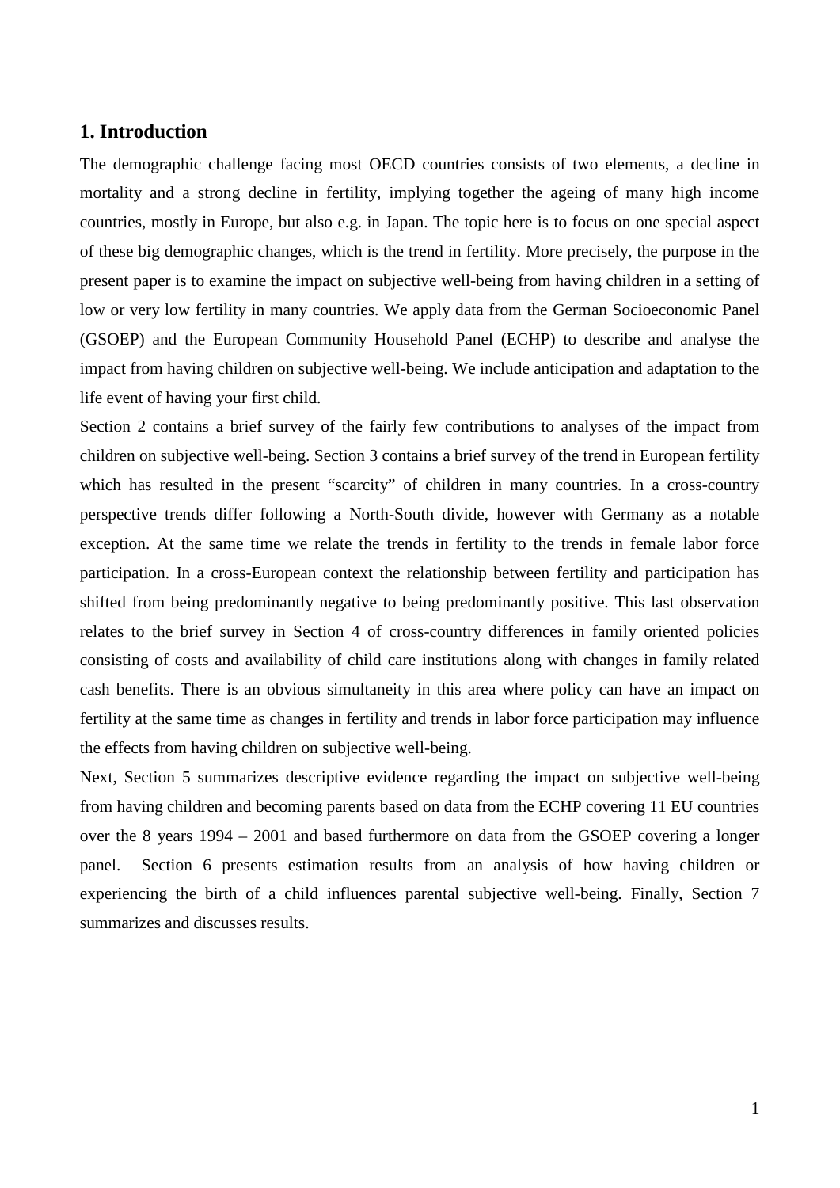## 1. Introduction

The demographic challenge facing most OECD countries consists of two elements, a decline in mortality and a strong decline in fertility, implying together the ageing of many high income countries, mostly in Europe, but also e.g. in Japan. The topic here is to focus on one special aspect of these big demographic changes, which is the trend in fertility. More precisely, the purpose in the present paper is to examine the impact on subjective well-being from having children in a setting of low or very low fertility in many countries. We apply data from the German Socioeconomic Panel (GSOEP) and the European Community Household Panel (ECHP) to describe and analyse the impact from having children on subjective well-being. We include anticipation and adaptation to the life event of having your first child.

Section 2 contains a brief survey of the fairly few contributions to analyses of the impact from children on subjective well-being. Section 3 contains a brief survey of the trend in European fertility which has resulted in the present "scarcity" of children in many countries. In a cross-country perspective trends differ following a North-South divide, however with Germany as a notable exception. At the same time we relate the trends in fertility to the trends in female labor force participation. In a cross-European context the relationship between fertility and participation has shifted from being predominantly negative to being predominantly positive. This last observation relates to the brief survey in Section 4 of cross-country differences in family oriented policies consisting of costs and availability of child care institutions along with changes in family related cash benefits. There is an obvious simultaneity in this area where policy can have an impact on fertility at the same time as changes in fertility and trends in labor force participation may influence the effects from having children on subjective well-being.

Next, Section 5 summarizes descriptive evidence regarding the impact on subjective well-being from having children and becoming parents based on data from the ECHP covering 11 EU countries over the 8 years 1994 – 2001 and based furthermore on data from the GSOEP covering a longer panel. Section 6 presents estimation results from an analysis of how having children or experiencing the birth of a child influences parental subjective well-being. Finally, Section 7 summarizes and discusses results.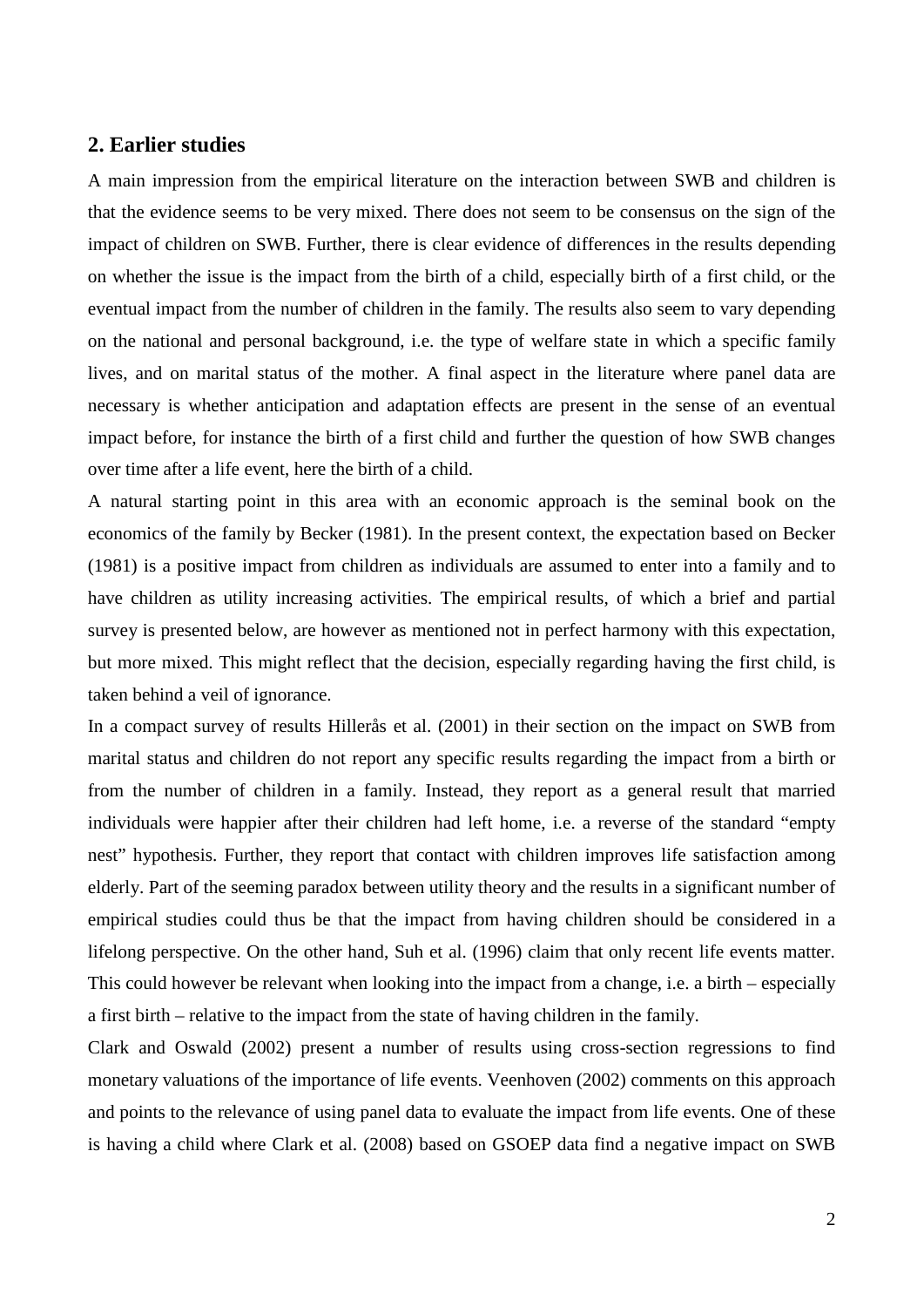## 2. Earlier studies

A main impression from the empirical literature on the interaction between SWB and children is that the evidence seems to be very mixed. There does not seem to be consensus on the sign of the impact of children on SWB. Further, there is clear evidence of differences in the results depending on whether the issue is the impact from the birth of a child, especially birth of a first child, or the eventual impact from the number of children in the family. The results also seem to vary depending on the national and personal background, i.e. the type of welfare state in which a specific family lives, and on marital status of the mother. A final aspect in the literature where panel data are necessary is whether anticipation and adaptation effects are present in the sense of an eventual impact before, for instance the birth of a first child and further the question of how SWB changes over time after a life event, here the birth of a child.

A natural starting point in this area with an economic approach is the seminal book on the economics of the family by Becker (1981). In the present context, the expectation based on Becker (1981) is a positive impact from children as individuals are assumed to enter into a family and to have children as utility increasing activities. The empirical results, of which a brief and partial survey is presented below, are however as mentioned not in perfect harmony with this expectation, but more mixed. This might reflect that the decision, especially regarding having the first child, is taken behind a veil of ignorance.

In a compact survey of results Hillerås et al. (2001) in their section on the impact on SWB from marital status and children do not report any specific results regarding the impact from a birth or from the number of children in a family. Instead, they report as a general result that married individuals were happier after their children had left home, i.e. a reverse of the standard "empty nest" hypothesis. Further, they report that contact with children improves life satisfaction among elderly. Part of the seeming paradox between utility theory and the results in a significant number of empirical studies could thus be that the impact from having children should be considered in a lifelong perspective. On the other hand, Suh et al. (1996) claim that only recent life events matter. This could however be relevant when looking into the impact from a change, i.e. a birth – especially a first birth – relative to the impact from the state of having children in the family.

Clark and Oswald (2002) present a number of results using cross-section regressions to find monetary valuations of the importance of life events. Veenhoven (2002) comments on this approach and points to the relevance of using panel data to evaluate the impact from life events. One of these is having a child where Clark et al. (2008) based on GSOEP data find a negative impact on SWB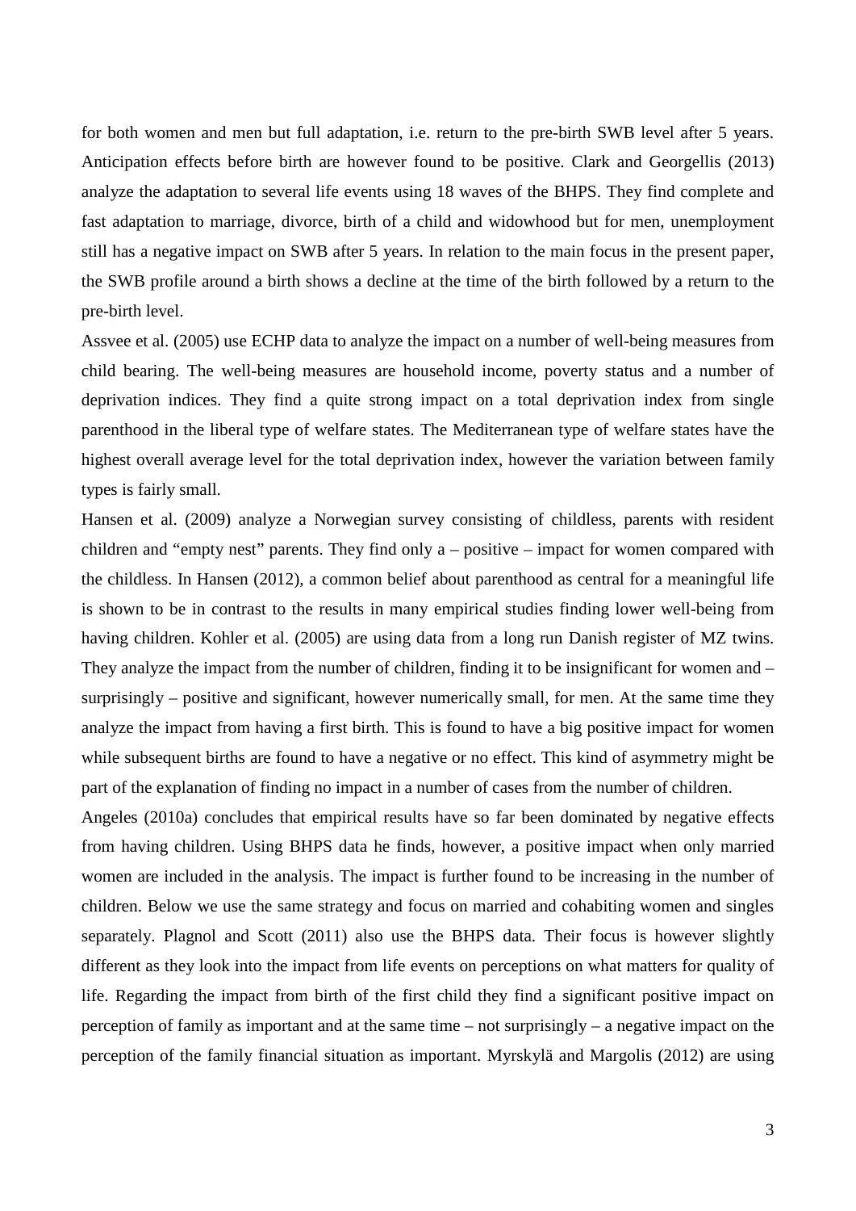for both women and men but full adaptation, i.e. return to the pre-birth SWB level after 5 years. Anticipation effects before birth are however found to be positive. Clark and Georgellis (2013) analyze the adaptation to several life events using 18 waves of the BHPS. They find complete and fast adaptation to marriage, divorce, birth of a child and widowhood but for men, unemployment still has a negative impact on SWB after 5 years. In relation to the main focus in the present paper, the SWB profile around a birth shows a decline at the time of the birth followed by a return to the pre-birth level.

Assvee et al. (2005) use ECHP data to analyze the impact on a number of well-being measures from child bearing. The well-being measures are household income, poverty status and a number of deprivation indices. They find a quite strong impact on a total deprivation index from single parenthood in the liberal type of welfare states. The Mediterranean type of welfare states have the highest overall average level for the total deprivation index, however the variation between family types is fairly small.

Hansen et al. (2009) analyze a Norwegian survey consisting of childless, parents with resident children and "empty nest" parents. They find only a – positive – impact for women compared with the childless. In Hansen (2012), a common belief about parenthood as central for a meaningful life is shown to be in contrast to the results in many empirical studies finding lower well-being from having children. Kohler et al. (2005) are using data from a long run Danish register of MZ twins. They analyze the impact from the number of children, finding it to be insignificant for women and – surprisingly – positive and significant, however numerically small, for men. At the same time they analyze the impact from having a first birth. This is found to have a big positive impact for women while subsequent births are found to have a negative or no effect. This kind of asymmetry might be part of the explanation of finding no impact in a number of cases from the number of children.

Angeles (2010a) concludes that empirical results have so far been dominated by negative effects from having children. Using BHPS data he finds, however, a positive impact when only married women are included in the analysis. The impact is further found to be increasing in the number of children. Below we use the same strategy and focus on married and cohabiting women and singles separately. Plagnol and Scott (2011) also use the BHPS data. Their focus is however slightly different as they look into the impact from life events on perceptions on what matters for quality of life. Regarding the impact from birth of the first child they find a significant positive impact on perception of family as important and at the same time – not surprisingly – a negative impact on the perception of the family financial situation as important. Myrskylä and Margolis (2012) are using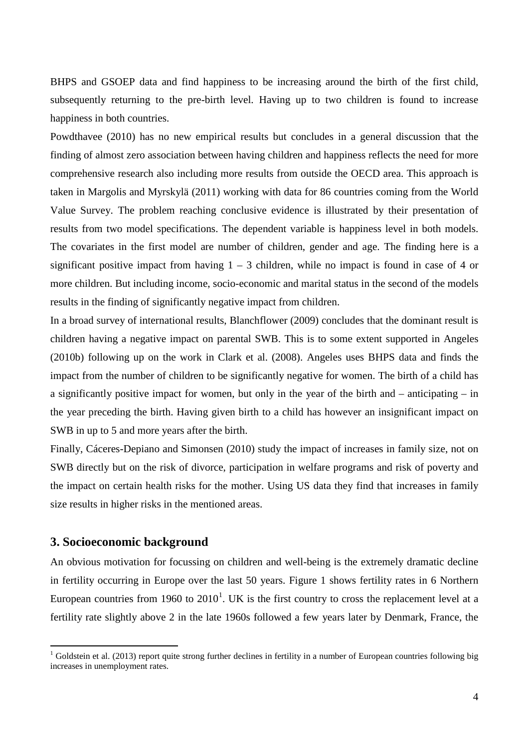BHPS and GSOEP data and find happiness to be increasing around the birth of the first child, subsequently returning to the pre-birth level. Having up to two children is found to increase happiness in both countries.

Powdthavee (2010) has no new empirical results but concludes in a general discussion that the finding of almost zero association between having children and happiness reflects the need for more comprehensive research also including more results from outside the OECD area. This approach is taken in Margolis and Myrskylä (2011) working with data for 86 countries coming from the World Value Survey. The problem reaching conclusive evidence is illustrated by their presentation of results from two model specifications. The dependent variable is happiness level in both models. The covariates in the first model are number of children, gender and age. The finding here is a significant positive impact from having 1 – 3 children, while no impact is found in case of 4 or more children. But including income, socio-economic and marital status in the second of the models results in the finding of significantly negative impact from children.

In a broad survey of international results, Blanchflower (2009) concludes that the dominant result is children having a negative impact on parental SWB. This is to some extent supported in Angeles (2010b) following up on the work in Clark et al. (2008). Angeles uses BHPS data and finds the impact from the number of children to be significantly negative for women. The birth of a child has a significantly positive impact for women, but only in the year of the birth and – anticipating – in the year preceding the birth. Having given birth to a child has however an insignificant impact on SWB in up to 5 and more years after the birth.

Finally, Cáceres-Depiano and Simonsen (2010) study the impact of increases in family size, not on SWB directly but on the risk of divorce, participation in welfare programs and risk of poverty and the impact on certain health risks for the mother. Using US data they find that increases in family size results in higher risks in the mentioned areas.

## 3. Socioeconomic background

An obvious motivation for focussing on children and well-being is the extremely dramatic decline in fertility occurring in Europe over the last 50 years. Figure 1 shows fertility rates in 6 Northern European countries from 1960 to 2010[1]. UK is the first country to cross the replacement level at a fertility rate slightly above 2 in the late 1960s followed a few years later by Denmark, France, the

[1] Goldstein et al. (2013) report quite strong further declines in fertility in a number of European countries following big increases in unemployment rates.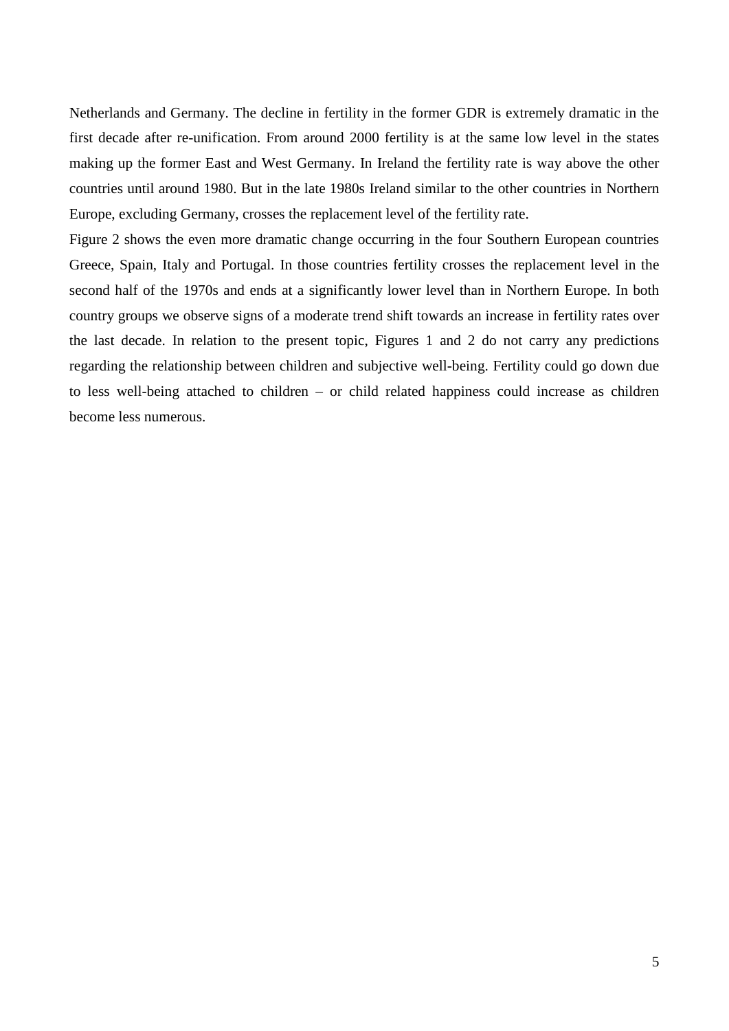Netherlands and Germany. The decline in fertility in the former GDR is extremely dramatic in the first decade after re-unification. From around 2000 fertility is at the same low level in the states making up the former East and West Germany. In Ireland the fertility rate is way above the other countries until around 1980. But in the late 1980s Ireland similar to the other countries in Northern Europe, excluding Germany, crosses the replacement level of the fertility rate.

Figure 2 shows the even more dramatic change occurring in the four Southern European countries Greece, Spain, Italy and Portugal. In those countries fertility crosses the replacement level in the second half of the 1970s and ends at a significantly lower level than in Northern Europe. In both country groups we observe signs of a moderate trend shift towards an increase in fertility rates over the last decade. In relation to the present topic, Figures 1 and 2 do not carry any predictions regarding the relationship between children and subjective well-being. Fertility could go down due to less well-being attached to children – or child related happiness could increase as children become less numerous.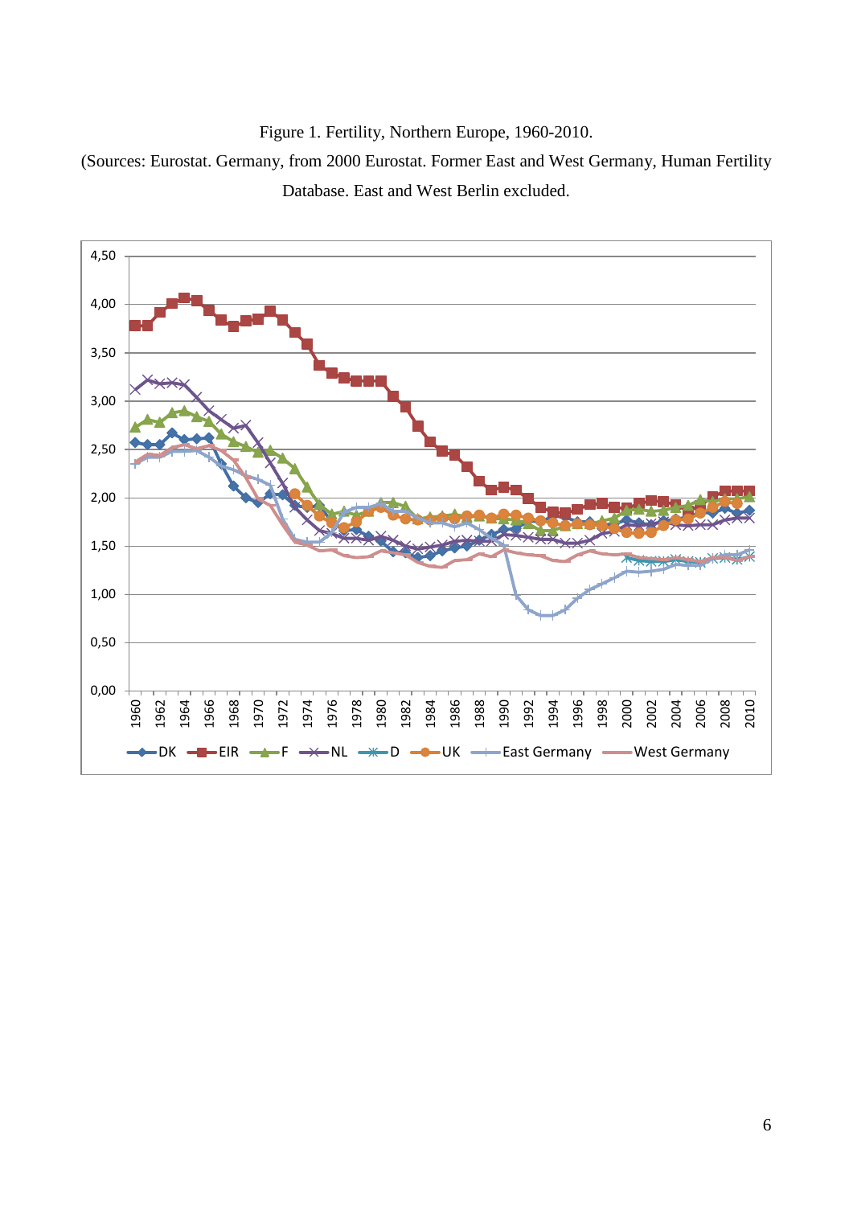Figure 1. Fertility, Northern Europe, 1960-2010.

(Sources: Eurostat. Germany, from 2000 Eurostat. Former East and West Germany, Human Fertility Database. East and West Berlin excluded.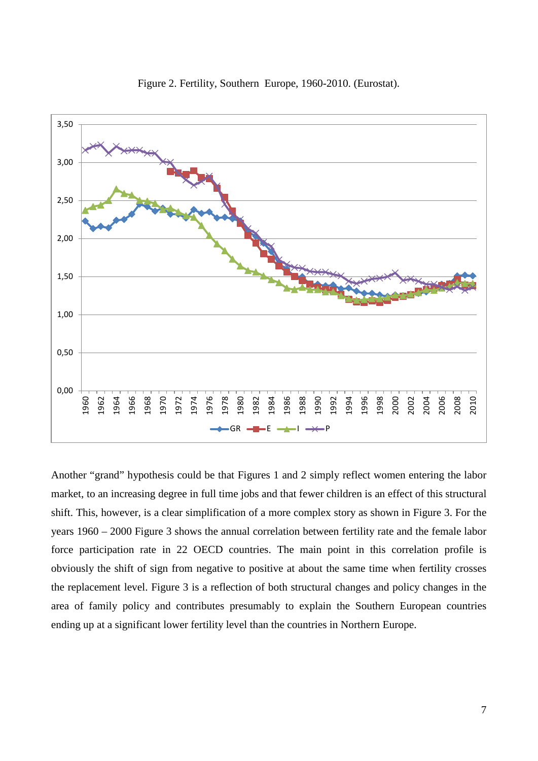Figure 2. Fertility, Southern Europe, 1960-2010. (Eurostat).

Another "grand" hypothesis could be that Figures 1 and 2 simply reflect women entering the labor market, to an increasing degree in full time jobs and that fewer children is an effect of this structural shift. This, however, is a clear simplification of a more complex story as shown in Figure 3. For the years 1960 – 2000 Figure 3 shows the annual correlation between fertility rate and the female labor force participation rate in 22 OECD countries. The main point in this correlation profile is obviously the shift of sign from negative to positive at about the same time when fertility crosses the replacement level. Figure 3 is a reflection of both structural changes and policy changes in the area of family policy and contributes presumably to explain the Southern European countries ending up at a significant lower fertility level than the countries in Northern Europe.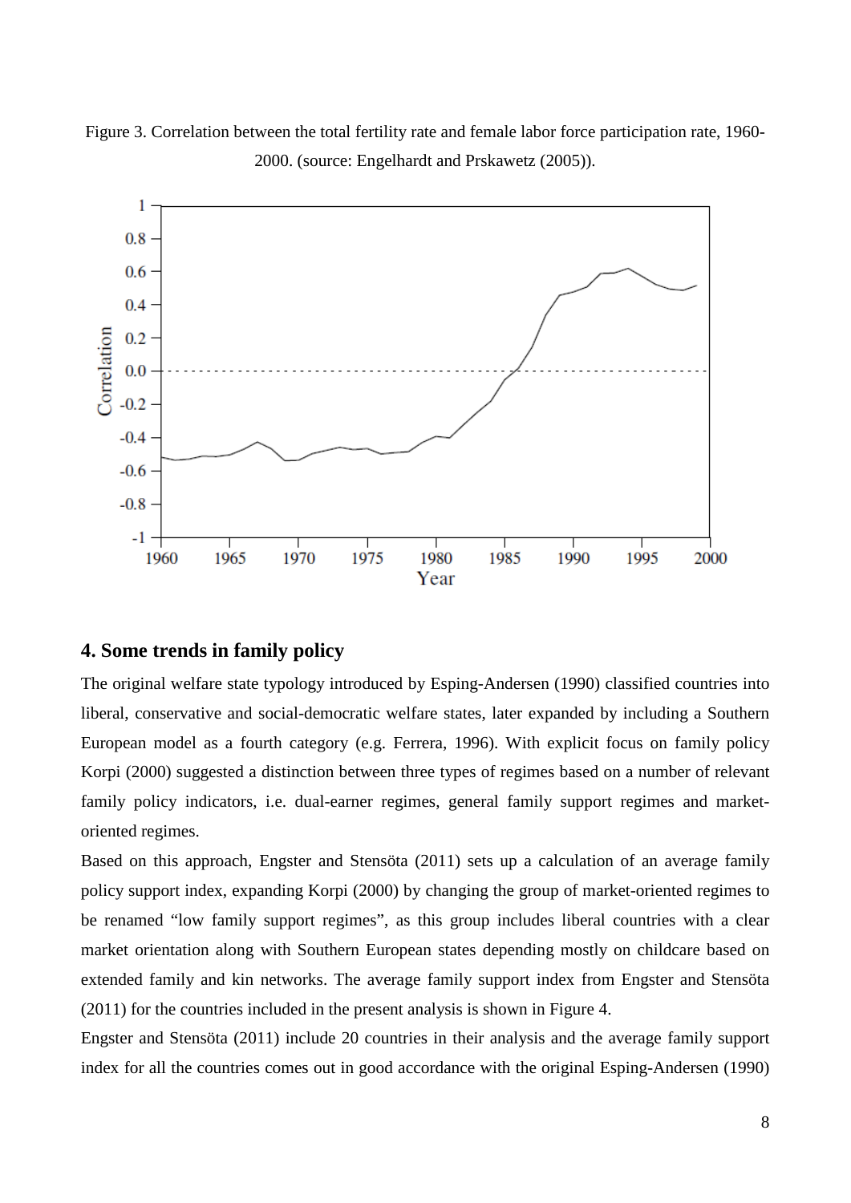Figure 3. Correlation between the total fertility rate and female labor force participation rate, 1960-2000. (source: Engelhardt and Prskawetz (2005)).

## 4. Some trends in family policy

The original welfare state typology introduced by Esping-Andersen (1990) classified countries into liberal, conservative and social-democratic welfare states, later expanded by including a Southern European model as a fourth category (e.g. Ferrera, 1996). With explicit focus on family policy Korpi (2000) suggested a distinction between three types of regimes based on a number of relevant family policy indicators, i.e. dual-earner regimes, general family support regimes and market-oriented regimes.

Based on this approach, Engster and Stensöta (2011) sets up a calculation of an average family policy support index, expanding Korpi (2000) by changing the group of market-oriented regimes to be renamed "low family support regimes", as this group includes liberal countries with a clear market orientation along with Southern European states depending mostly on childcare based on extended family and kin networks. The average family support index from Engster and Stensöta (2011) for the countries included in the present analysis is shown in Figure 4.

Engster and Stensöta (2011) include 20 countries in their analysis and the average family support index for all the countries comes out in good accordance with the original Esping-Andersen (1990)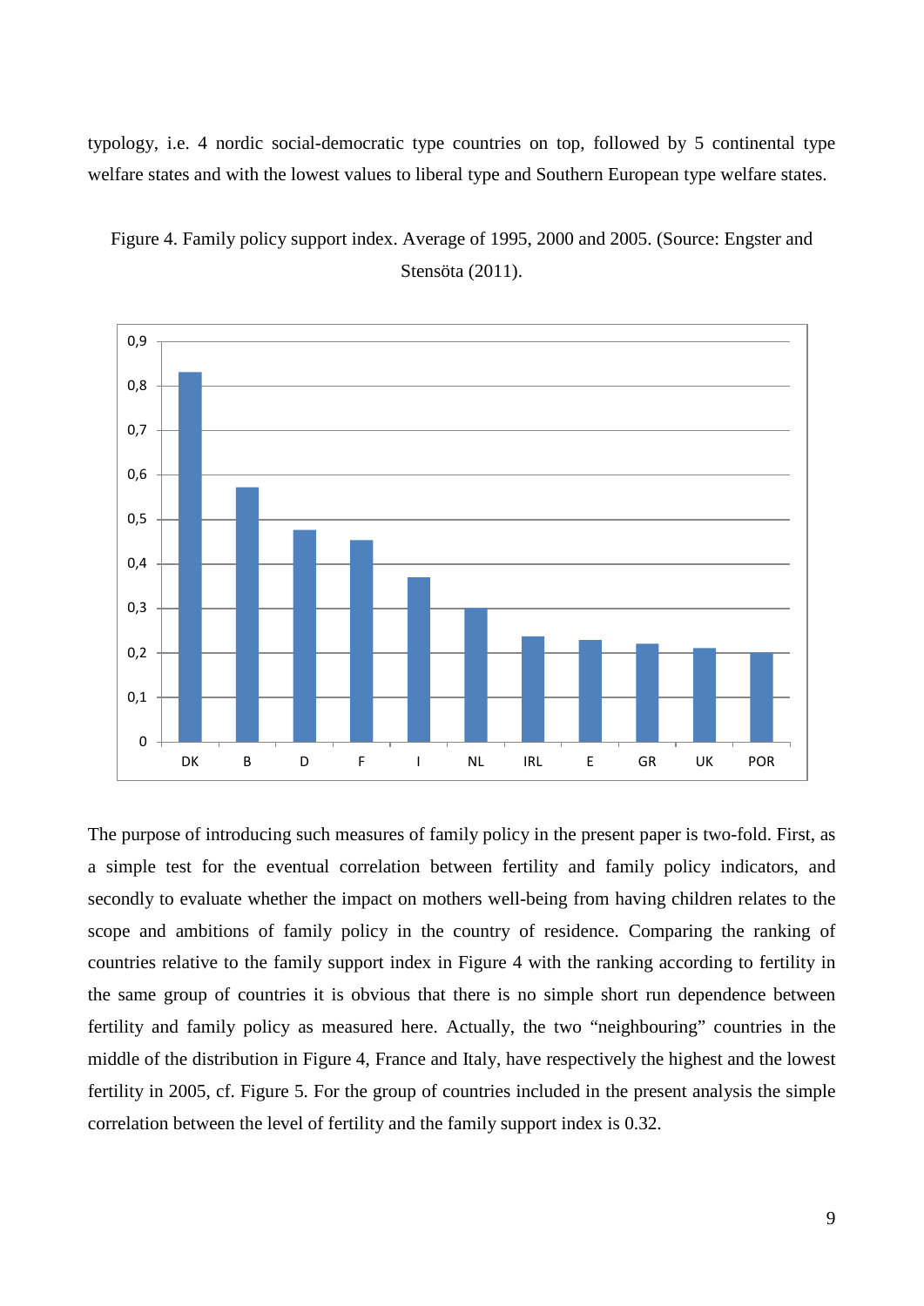typology, i.e. 4 nordic social-democratic type countries on top, followed by 5 continental type welfare states and with the lowest values to liberal type and Southern European type welfare states.

Figure 4. Family policy support index. Average of 1995, 2000 and 2005. (Source: Engster and Stensöta (2011).

The purpose of introducing such measures of family policy in the present paper is two-fold. First, as a simple test for the eventual correlation between fertility and family policy indicators, and secondly to evaluate whether the impact on mothers well-being from having children relates to the scope and ambitions of family policy in the country of residence. Comparing the ranking of countries relative to the family support index in Figure 4 with the ranking according to fertility in the same group of countries it is obvious that there is no simple short run dependence between fertility and family policy as measured here. Actually, the two "neighbouring" countries in the middle of the distribution in Figure 4, France and Italy, have respectively the highest and the lowest fertility in 2005, cf. Figure 5. For the group of countries included in the present analysis the simple correlation between the level of fertility and the family support index is 0.32.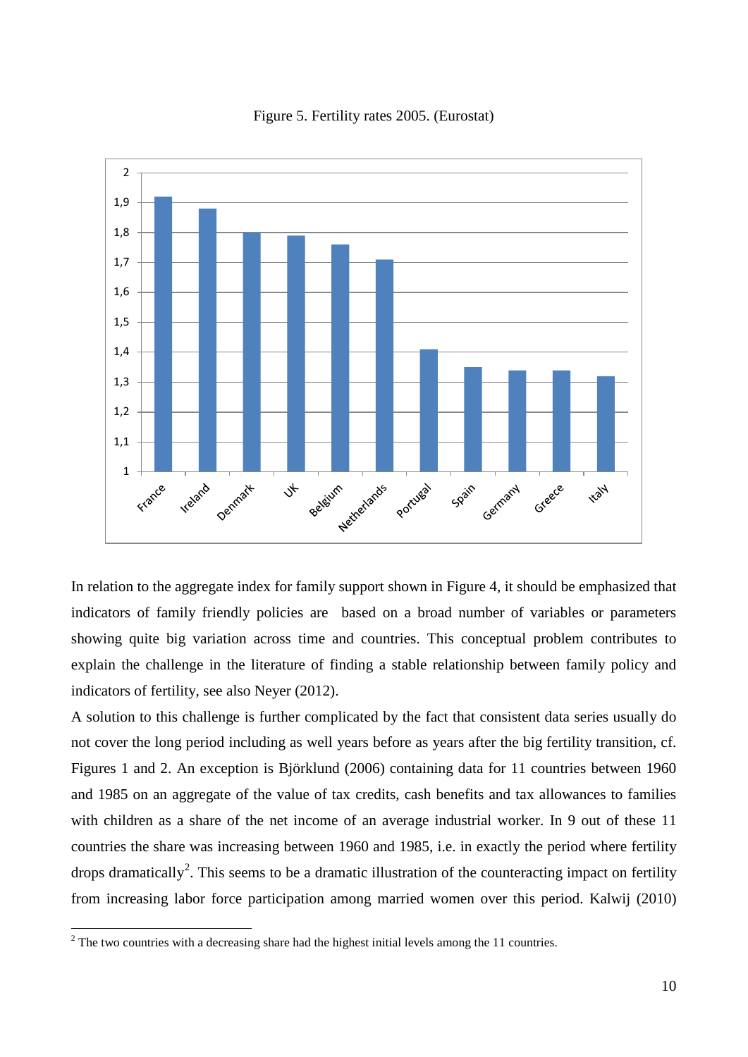Figure 5. Fertility rates 2005. (Eurostat)

In relation to the aggregate index for family support shown in Figure 4, it should be emphasized that indicators of family friendly policies are based on a broad number of variables or parameters showing quite big variation across time and countries. This conceptual problem contributes to explain the challenge in the literature of finding a stable relationship between family policy and indicators of fertility, see also Neyer (2012).

A solution to this challenge is further complicated by the fact that consistent data series usually do not cover the long period including as well years before as years after the big fertility transition, cf. Figures 1 and 2. An exception is Björklund (2006) containing data for 11 countries between 1960 and 1985 on an aggregate of the value of tax credits, cash benefits and tax allowances to families with children as a share of the net income of an average industrial worker. In 9 out of these 11 countries the share was increasing between 1960 and 1985, i.e. in exactly the period where fertility drops dramatically[2]. This seems to be a dramatic illustration of the counteracting impact on fertility from increasing labor force participation among married women over this period. Kalwij (2010)

[2] The two countries with a decreasing share had the highest initial levels among the 11 countries.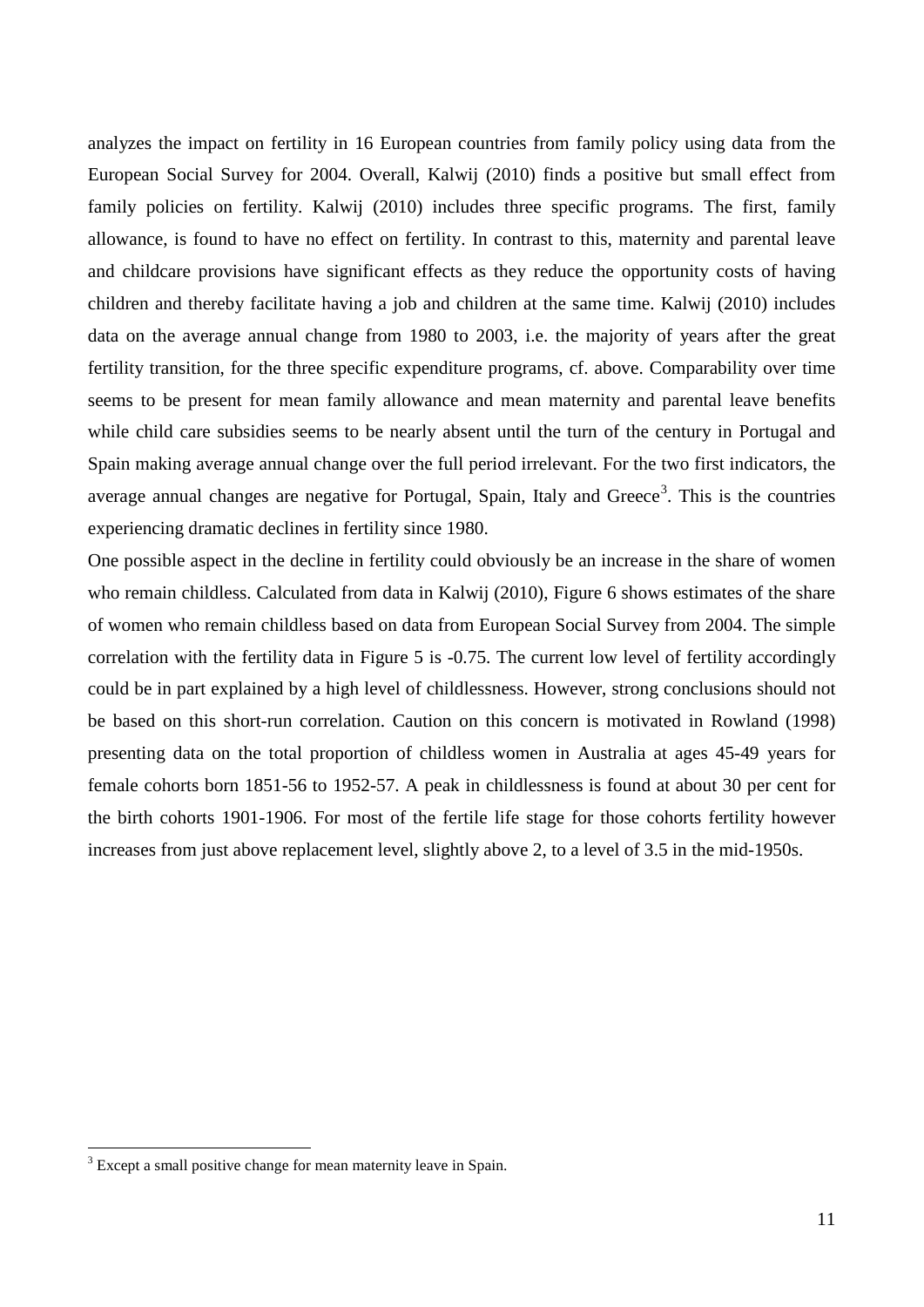analyzes the impact on fertility in 16 European countries from family policy using data from the European Social Survey for 2004. Overall, Kalwij (2010) finds a positive but small effect from family policies on fertility. Kalwij (2010) includes three specific programs. The first, family allowance, is found to have no effect on fertility. In contrast to this, maternity and parental leave and childcare provisions have significant effects as they reduce the opportunity costs of having children and thereby facilitate having a job and children at the same time. Kalwij (2010) includes data on the average annual change from 1980 to 2003, i.e. the majority of years after the great fertility transition, for the three specific expenditure programs, cf. above. Comparability over time seems to be present for mean family allowance and mean maternity and parental leave benefits while child care subsidies seems to be nearly absent until the turn of the century in Portugal and Spain making average annual change over the full period irrelevant. For the two first indicators, the average annual changes are negative for Portugal, Spain, Italy and Greece[3]. This is the countries experiencing dramatic declines in fertility since 1980.

One possible aspect in the decline in fertility could obviously be an increase in the share of women who remain childless. Calculated from data in Kalwij (2010), Figure 6 shows estimates of the share of women who remain childless based on data from European Social Survey from 2004. The simple correlation with the fertility data in Figure 5 is -0.75. The current low level of fertility accordingly could be in part explained by a high level of childlessness. However, strong conclusions should not be based on this short-run correlation. Caution on this concern is motivated in Rowland (1998) presenting data on the total proportion of childless women in Australia at ages 45-49 years for female cohorts born 1851-56 to 1952-57. A peak in childlessness is found at about 30 per cent for the birth cohorts 1901-1906. For most of the fertile life stage for those cohorts fertility however increases from just above replacement level, slightly above 2, to a level of 3.5 in the mid-1950s.

[3] Except a small positive change for mean maternity leave in Spain.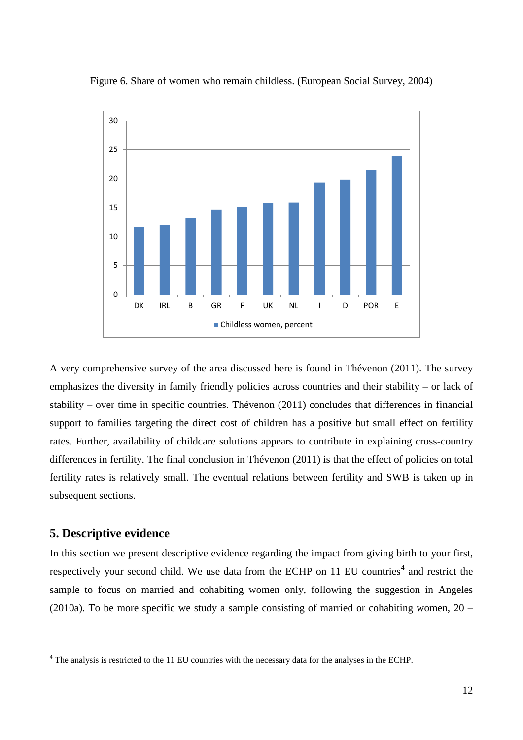Figure 6. Share of women who remain childless. (European Social Survey, 2004)

A very comprehensive survey of the area discussed here is found in Thévenon (2011). The survey emphasizes the diversity in family friendly policies across countries and their stability – or lack of stability – over time in specific countries. Thévenon (2011) concludes that differences in financial support to families targeting the direct cost of children has a positive but small effect on fertility rates. Further, availability of childcare solutions appears to contribute in explaining cross-country differences in fertility. The final conclusion in Thévenon (2011) is that the effect of policies on total fertility rates is relatively small. The eventual relations between fertility and SWB is taken up in subsequent sections.

## 5. Descriptive evidence

In this section we present descriptive evidence regarding the impact from giving birth to your first, respectively your second child. We use data from the ECHP on 11 EU countries[4] and restrict the sample to focus on married and cohabiting women only, following the suggestion in Angeles (2010a). To be more specific we study a sample consisting of married or cohabiting women, 20 –

[4] The analysis is restricted to the 11 EU countries with the necessary data for the analyses in the ECHP.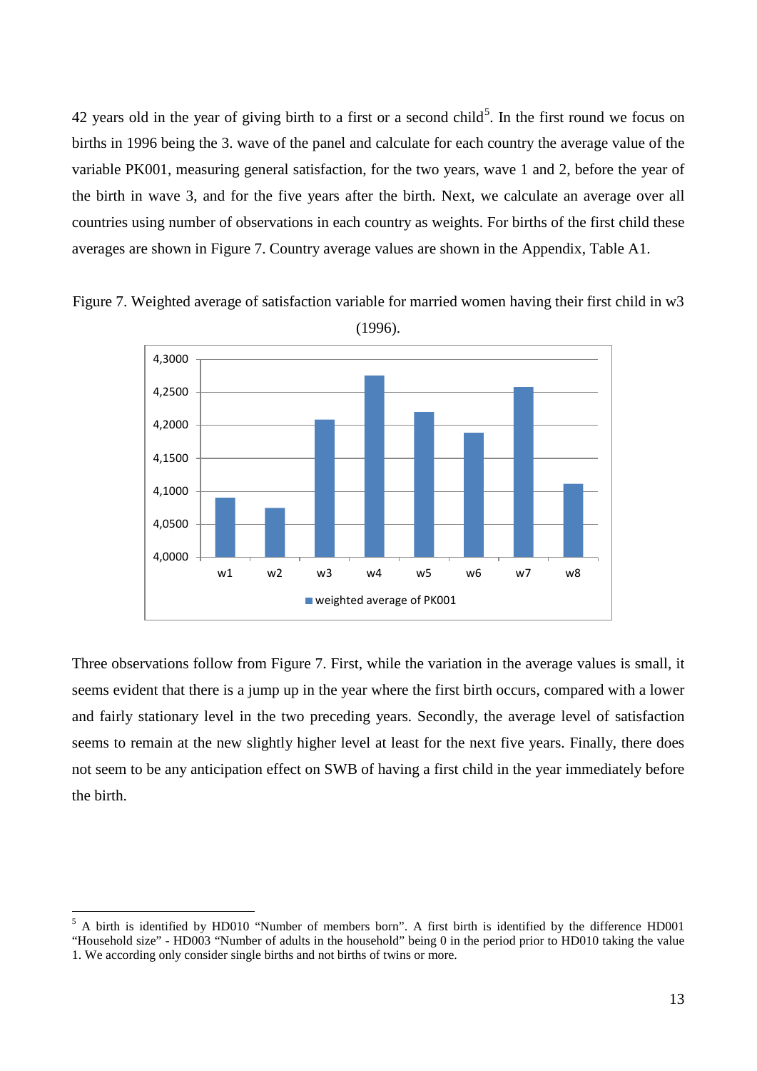42 years old in the year of giving birth to a first or a second child[5]. In the first round we focus on births in 1996 being the 3. wave of the panel and calculate for each country the average value of the variable PK001, measuring general satisfaction, for the two years, wave 1 and 2, before the year of the birth in wave 3, and for the five years after the birth. Next, we calculate an average over all countries using number of observations in each country as weights. For births of the first child these averages are shown in Figure 7. Country average values are shown in the Appendix, Table A1.

Figure 7. Weighted average of satisfaction variable for married women having their first child in w3 (1996).

Three observations follow from Figure 7. First, while the variation in the average values is small, it seems evident that there is a jump up in the year where the first birth occurs, compared with a lower and fairly stationary level in the two preceding years. Secondly, the average level of satisfaction seems to remain at the new slightly higher level at least for the next five years. Finally, there does not seem to be any anticipation effect on SWB of having a first child in the year immediately before the birth.

[5] A birth is identified by HD010 "Number of members born". A first birth is identified by the difference HD001 "Household size" - HD003 "Number of adults in the household" being 0 in the period prior to HD010 taking the value 1. We according only consider single births and not births of twins or more.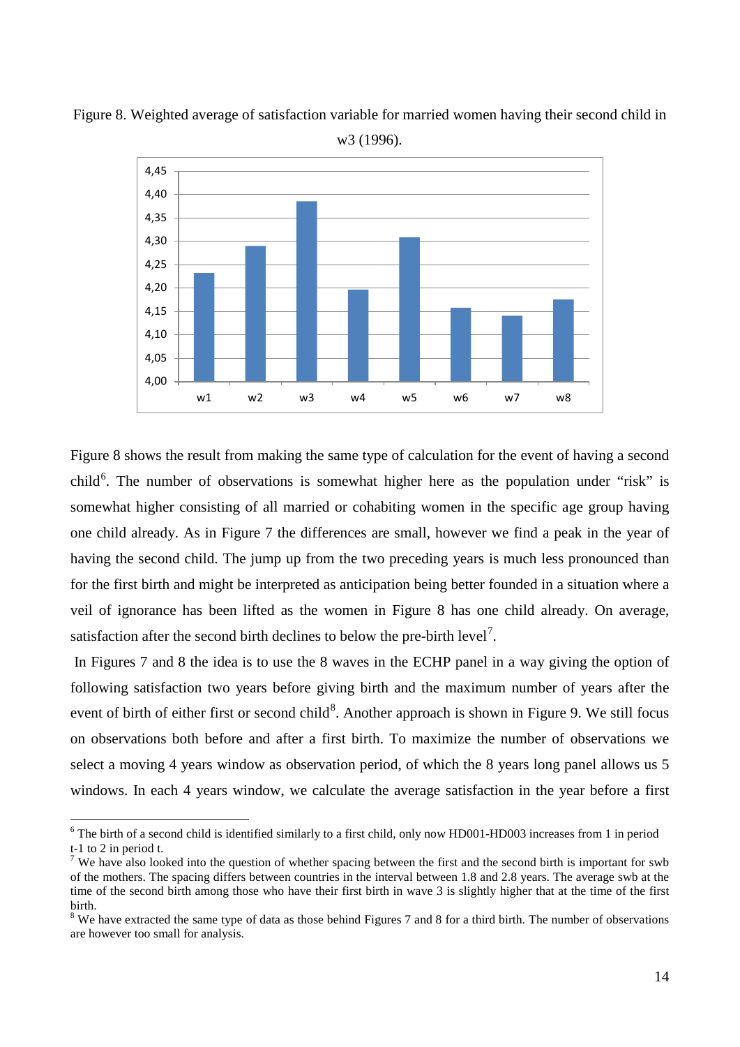Figure 8. Weighted average of satisfaction variable for married women having their second child in w3 (1996).

Figure 8 shows the result from making the same type of calculation for the event of having a second child[6]. The number of observations is somewhat higher here as the population under "risk" is somewhat higher consisting of all married or cohabiting women in the specific age group having one child already. As in Figure 7 the differences are small, however we find a peak in the year of having the second child. The jump up from the two preceding years is much less pronounced than for the first birth and might be interpreted as anticipation being better founded in a situation where a veil of ignorance has been lifted as the women in Figure 8 has one child already. On average, satisfaction after the second birth declines to below the pre-birth level[7].

In Figures 7 and 8 the idea is to use the 8 waves in the ECHP panel in a way giving the option of following satisfaction two years before giving birth and the maximum number of years after the event of birth of either first or second child[8]. Another approach is shown in Figure 9. We still focus on observations both before and after a first birth. To maximize the number of observations we select a moving 4 years window as observation period, of which the 8 years long panel allows us 5 windows. In each 4 years window, we calculate the average satisfaction in the year before a first

[6] The birth of a second child is identified similarly to a first child, only now HD001-HD003 increases from 1 in period t-1 to 2 in period t.

[7] We have also looked into the question of whether spacing between the first and the second birth is important for swb of the mothers. The spacing differs between countries in the interval between 1.8 and 2.8 years. The average swb at the time of the second birth among those who have their first birth in wave 3 is slightly higher that at the time of the first birth.

[8] We have extracted the same type of data as those behind Figures 7 and 8 for a third birth. The number of observations are however too small for analysis.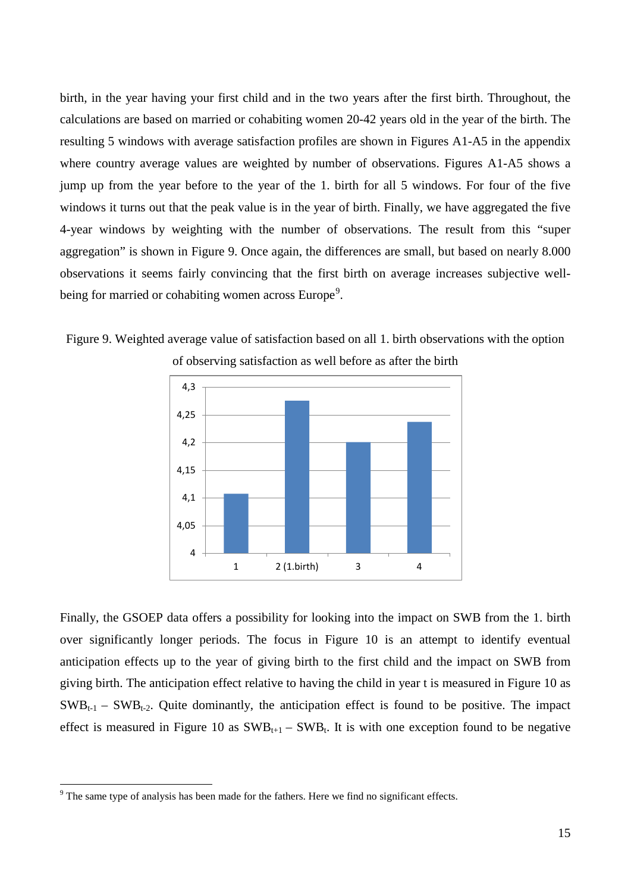birth, in the year having your first child and in the two years after the first birth. Throughout, the calculations are based on married or cohabiting women 20-42 years old in the year of the birth. The resulting 5 windows with average satisfaction profiles are shown in Figures A1-A5 in the appendix where country average values are weighted by number of observations. Figures A1-A5 shows a jump up from the year before to the year of the 1. birth for all 5 windows. For four of the five windows it turns out that the peak value is in the year of birth. Finally, we have aggregated the five 4-year windows by weighting with the number of observations. The result from this "super aggregation" is shown in Figure 9. Once again, the differences are small, but based on nearly 8.000 observations it seems fairly convincing that the first birth on average increases subjective well-being for married or cohabiting women across Europe[9].

Figure 9. Weighted average value of satisfaction based on all 1. birth observations with the option of observing satisfaction as well before as after the birth

Finally, the GSOEP data offers a possibility for looking into the impact on SWB from the 1. birth over significantly longer periods. The focus in Figure 10 is an attempt to identify eventual anticipation effects up to the year of giving birth to the first child and the impact on SWB from giving birth. The anticipation effect relative to having the child in year t is measured in Figure 10 as $SWB_{t-1} - SWB_{t-2}$. Quite dominantly, the anticipation effect is found to be positive. The impact effect is measured in Figure 10 as $SWB_{t+1} - SWB_t$. It is with one exception found to be negative

[9] The same type of analysis has been made for the fathers. Here we find no significant effects.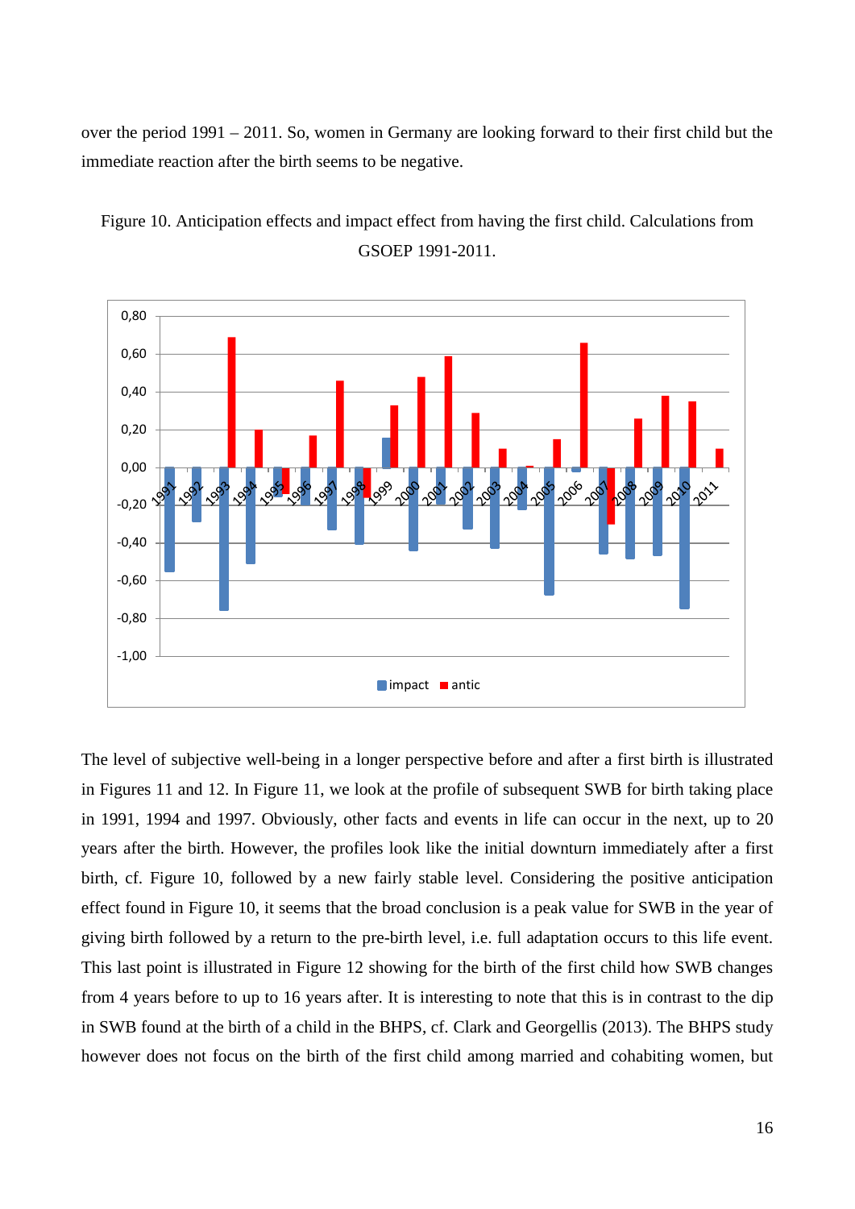over the period 1991 – 2011. So, women in Germany are looking forward to their first child but the immediate reaction after the birth seems to be negative.

Figure 10. Anticipation effects and impact effect from having the first child. Calculations from GSOEP 1991-2011.

The level of subjective well-being in a longer perspective before and after a first birth is illustrated in Figures 11 and 12. In Figure 11, we look at the profile of subsequent SWB for birth taking place in 1991, 1994 and 1997. Obviously, other facts and events in life can occur in the next, up to 20 years after the birth. However, the profiles look like the initial downturn immediately after a first birth, cf. Figure 10, followed by a new fairly stable level. Considering the positive anticipation effect found in Figure 10, it seems that the broad conclusion is a peak value for SWB in the year of giving birth followed by a return to the pre-birth level, i.e. full adaptation occurs to this life event. This last point is illustrated in Figure 12 showing for the birth of the first child how SWB changes from 4 years before to up to 16 years after. It is interesting to note that this is in contrast to the dip in SWB found at the birth of a child in the BHPS, cf. Clark and Georgellis (2013). The BHPS study however does not focus on the birth of the first child among married and cohabiting women, but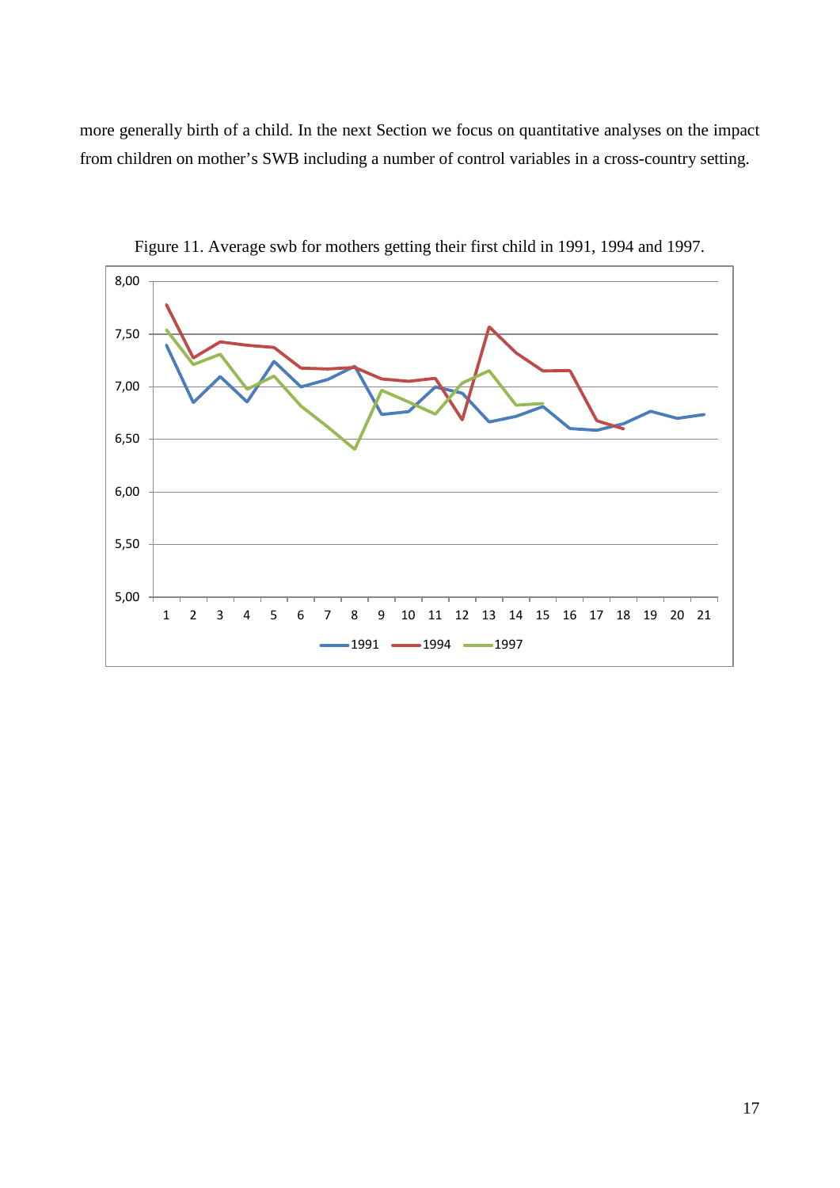more generally birth of a child. In the next Section we focus on quantitative analyses on the impact from children on mother's SWB including a number of control variables in a cross-country setting.

Figure 11. Average swb for mothers getting their first child in 1991, 1994 and 1997.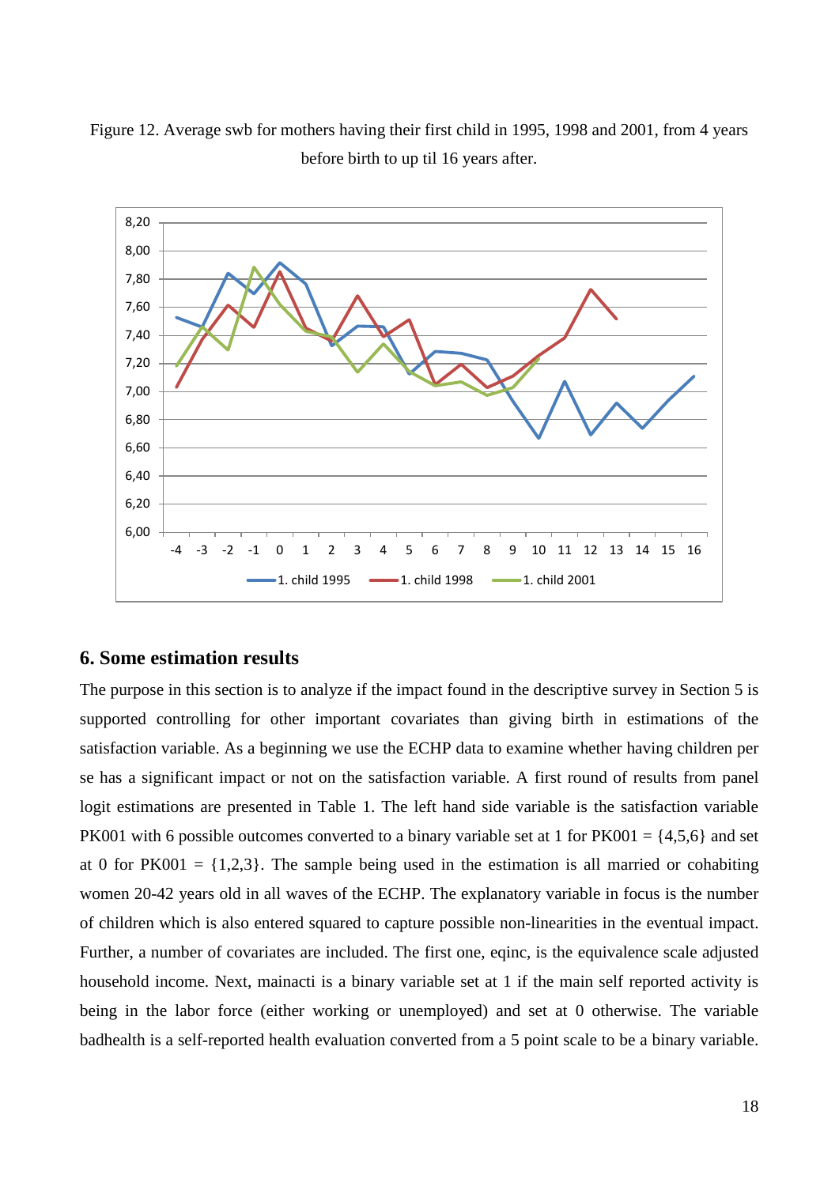Figure 12. Average swb for mothers having their first child in 1995, 1998 and 2001, from 4 years before birth to up til 16 years after.

## 6. Some estimation results

The purpose in this section is to analyze if the impact found in the descriptive survey in Section 5 is supported controlling for other important covariates than giving birth in estimations of the satisfaction variable. As a beginning we use the ECHP data to examine whether having children per se has a significant impact or not on the satisfaction variable. A first round of results from panel logit estimations are presented in Table 1. The left hand side variable is the satisfaction variable PK001 with 6 possible outcomes converted to a binary variable set at 1 for PK001 = {4,5,6} and set at 0 for PK001 = {1,2,3}. The sample being used in the estimation is all married or cohabiting women 20-42 years old in all waves of the ECHP. The explanatory variable in focus is the number of children which is also entered squared to capture possible non-linearities in the eventual impact. Further, a number of covariates are included. The first one, eqinc, is the equivalence scale adjusted household income. Next, mainacti is a binary variable set at 1 if the main self reported activity is being in the labor force (either working or unemployed) and set at 0 otherwise. The variable badhealth is a self-reported health evaluation converted from a 5 point scale to be a binary variable.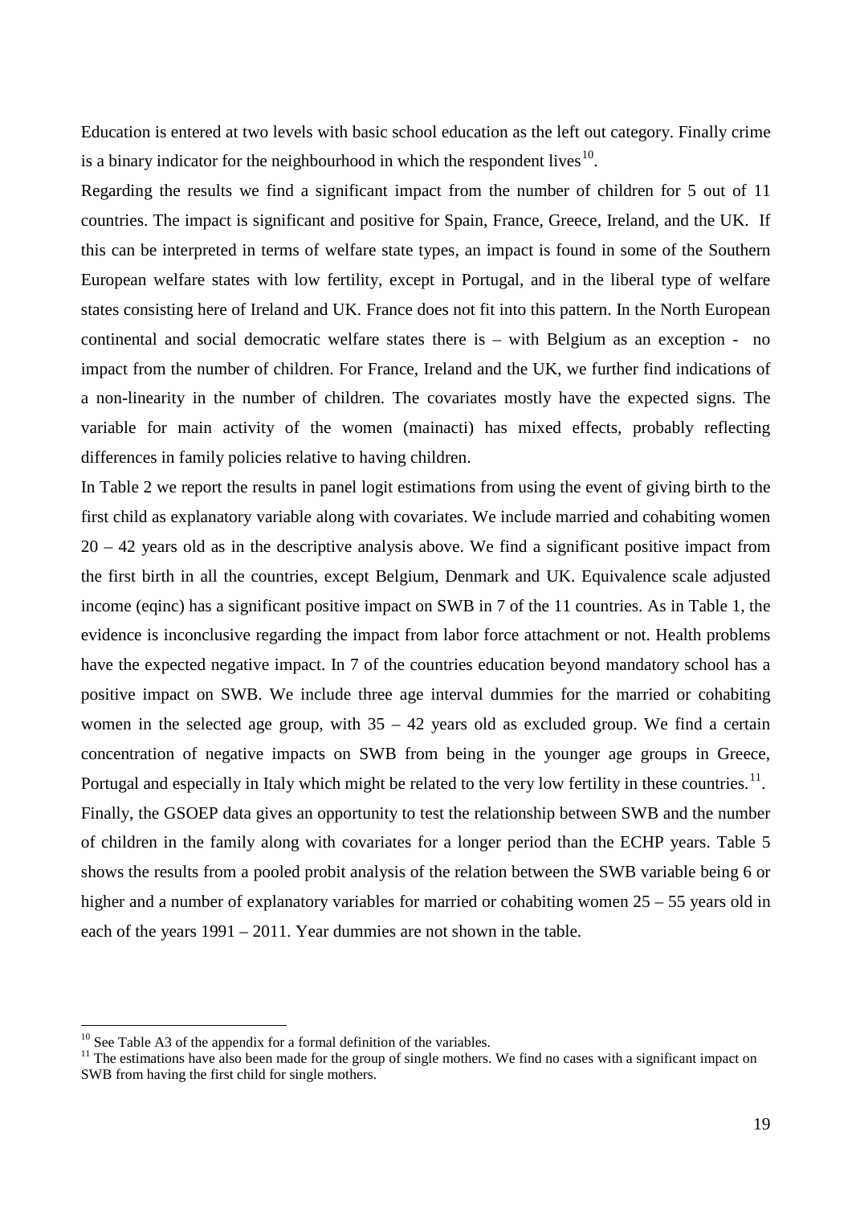Education is entered at two levels with basic school education as the left out category. Finally crime is a binary indicator for the neighbourhood in which the respondent lives[10].

Regarding the results we find a significant impact from the number of children for 5 out of 11 countries. The impact is significant and positive for Spain, France, Greece, Ireland, and the UK. If this can be interpreted in terms of welfare state types, an impact is found in some of the Southern European welfare states with low fertility, except in Portugal, and in the liberal type of welfare states consisting here of Ireland and UK. France does not fit into this pattern. In the North European continental and social democratic welfare states there is – with Belgium as an exception - no impact from the number of children. For France, Ireland and the UK, we further find indications of a non-linearity in the number of children. The covariates mostly have the expected signs. The variable for main activity of the women (mainacti) has mixed effects, probably reflecting differences in family policies relative to having children.

In Table 2 we report the results in panel logit estimations from using the event of giving birth to the first child as explanatory variable along with covariates. We include married and cohabiting women 20 – 42 years old as in the descriptive analysis above. We find a significant positive impact from the first birth in all the countries, except Belgium, Denmark and UK. Equivalence scale adjusted income (eqinc) has a significant positive impact on SWB in 7 of the 11 countries. As in Table 1, the evidence is inconclusive regarding the impact from labor force attachment or not. Health problems have the expected negative impact. In 7 of the countries education beyond mandatory school has a positive impact on SWB. We include three age interval dummies for the married or cohabiting women in the selected age group, with 35 – 42 years old as excluded group. We find a certain concentration of negative impacts on SWB from being in the younger age groups in Greece, Portugal and especially in Italy which might be related to the very low fertility in these countries.[11].

Finally, the GSOEP data gives an opportunity to test the relationship between SWB and the number of children in the family along with covariates for a longer period than the ECHP years. Table 5 shows the results from a pooled probit analysis of the relation between the SWB variable being 6 or higher and a number of explanatory variables for married or cohabiting women 25 – 55 years old in each of the years 1991 – 2011. Year dummies are not shown in the table.

---

[10] See Table A3 of the appendix for a formal definition of the variables.

[11] The estimations have also been made for the group of single mothers. We find no cases with a significant impact on SWB from having the first child for single mothers.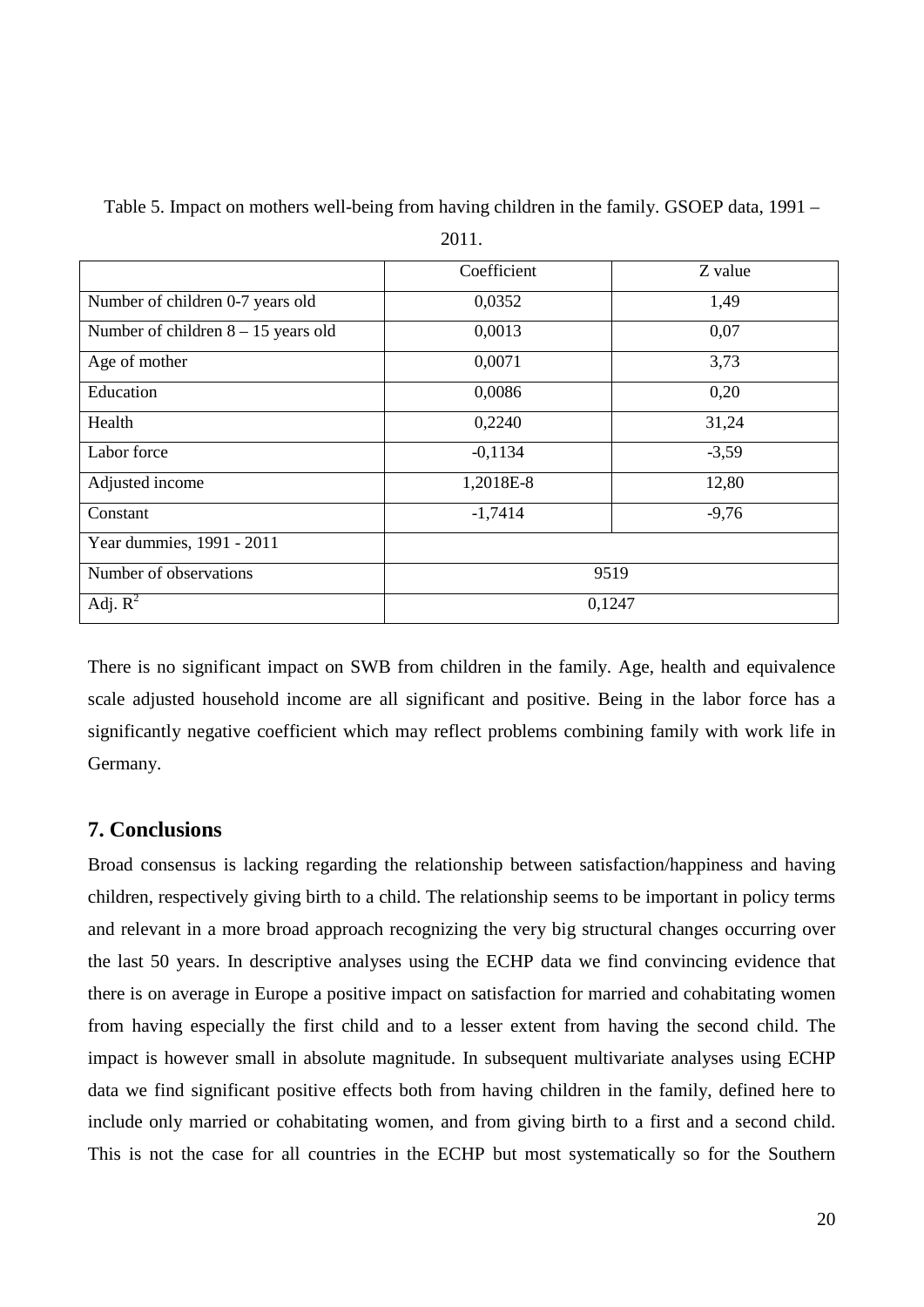Table 5. Impact on mothers well-being from having children in the family. GSOEP data, 1991 – 2011.

| | Coefficient | Z value |
|---|---|---|
| Number of children 0-7 years old | 0,0352 | 1,49 |
| Number of children 8 – 15 years old | 0,0013 | 0,07 |
| Age of mother | 0,0071 | 3,73 |
| Education | 0,0086 | 0,20 |
| Health | 0,2240 | 31,24 |
| Labor force | -0,1134 | -3,59 |
| Adjusted income | 1,2018E-8 | 12,80 |
| Constant | -1,7414 | -9,76 |
| Year dummies, 1991 - 2011 | | |
| Number of observations | 9519 | |
| Adj. $R^2$ | 0,1247 | |

There is no significant impact on SWB from children in the family. Age, health and equivalence scale adjusted household income are all significant and positive. Being in the labor force has a significantly negative coefficient which may reflect problems combining family with work life in Germany.

## 7. Conclusions

Broad consensus is lacking regarding the relationship between satisfaction/happiness and having children, respectively giving birth to a child. The relationship seems to be important in policy terms and relevant in a more broad approach recognizing the very big structural changes occurring over the last 50 years. In descriptive analyses using the ECHP data we find convincing evidence that there is on average in Europe a positive impact on satisfaction for married and cohabitating women from having especially the first child and to a lesser extent from having the second child. The impact is however small in absolute magnitude. In subsequent multivariate analyses using ECHP data we find significant positive effects both from having children in the family, defined here to include only married or cohabitating women, and from giving birth to a first and a second child. This is not the case for all countries in the ECHP but most systematically so for the Southern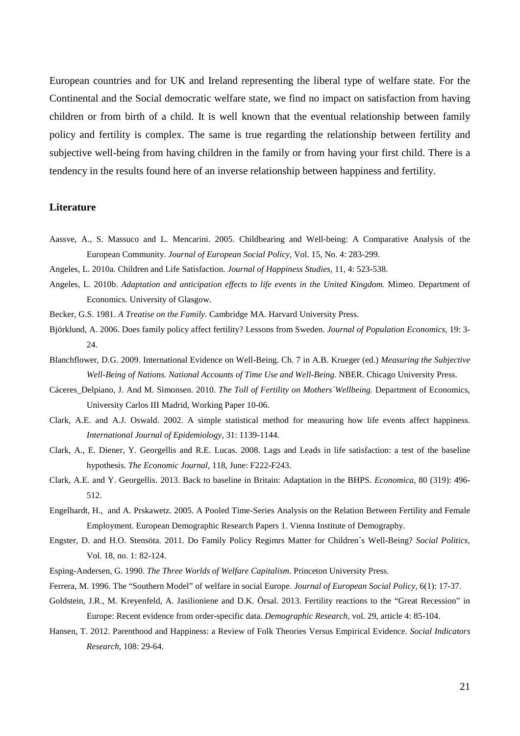European countries and for UK and Ireland representing the liberal type of welfare state. For the Continental and the Social democratic welfare state, we find no impact on satisfaction from having children or from birth of a child. It is well known that the eventual relationship between family policy and fertility is complex. The same is true regarding the relationship between fertility and subjective well-being from having children in the family or from having your first child. There is a tendency in the results found here of an inverse relationship between happiness and fertility.

## Literature

Aassve, A., S. Massuco and L. Mencarini. 2005. Childbearing and Well-being: A Comparative Analysis of the European Community. *Journal of European Social Policy,* Vol. 15, No. 4: 283-299.

Angeles, L. 2010a. Children and Life Satisfaction. *Journal of Happiness Studies*, 11, 4: 523-538.

Angeles, L. 2010b. *Adaptation and anticipation effects to life events in the United Kingdom.* Mimeo. Department of Economics. University of Glasgow.

Becker, G.S. 1981. *A Treatise on the Family.* Cambridge MA. Harvard University Press.

Björklund, A. 2006. Does family policy affect fertility? Lessons from Sweden. *Journal of Population Economics,* 19: 3-24.

Blanchflower, D.G. 2009. International Evidence on Well-Being. Ch. 7 in A.B. Krueger (ed.) *Measuring the Subjective Well-Being of Nations. National Accounts of Time Use and Well-Being.* NBER. Chicago University Press.

Cáceres_Delpiano, J. And M. Simonsen. 2010. *The Toll of Fertility on Mothers´Wellbeing.* Department of Economics, University Carlos III Madrid, Working Paper 10-06.

Clark, A.E. and A.J. Oswald. 2002. A simple statistical method for measuring how life events affect happiness. *International Journal of Epidemiology,* 31: 1139-1144.

Clark, A., E. Diener, Y. Georgellis and R.E. Lucas. 2008. Lags and Leads in life satisfaction: a test of the baseline hypothesis. *The Economic Journal*, 118, June: F222-F243.

Clark, A.E. and Y. Georgellis. 2013. Back to baseline in Britain: Adaptation in the BHPS. *Economica*, 80 (319): 496-512.

Engelhardt, H., and A. Prskawetz. 2005. A Pooled Time-Series Analysis on the Relation Between Fertility and Female Employment. European Demographic Research Papers 1. Vienna Institute of Demography.

Engster, D. and H.O. Stensöta. 2011. Do Family Policy Regimrs Matter for Children´s Well-Being? *Social Politics,* Vol. 18, no. 1: 82-124.

Esping-Andersen, G. 1990. *The Three Worlds of Welfare Capitalism.* Princeton University Press.

Ferrera, M. 1996. The "Southern Model" of welfare in social Europe. *Journal of European Social Policy,* 6(1): 17-37.

Goldstein, J.R., M. Kreyenfeld, A. Jasilioniene and D.K. Örsal. 2013. Fertility reactions to the "Great Recession" in Europe: Recent evidence from order-specific data. *Demographic Research,* vol. 29, article 4: 85-104.

Hansen, T. 2012. Parenthood and Happiness: a Review of Folk Theories Versus Empirical Evidence. *Social Indicators Research,* 108: 29-64.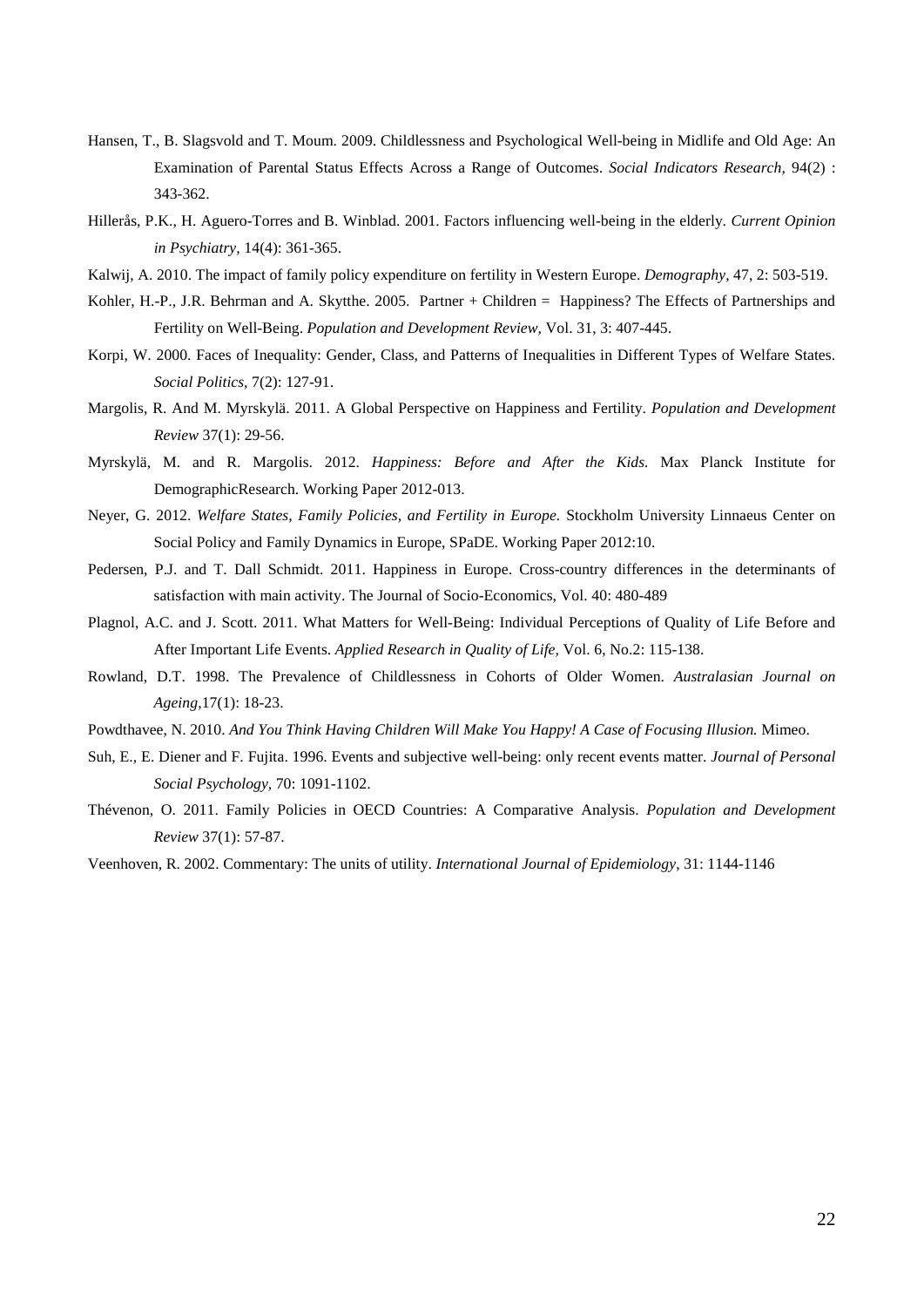Hansen, T., B. Slagsvold and T. Moum. 2009. Childlessness and Psychological Well-being in Midlife and Old Age: An Examination of Parental Status Effects Across a Range of Outcomes. *Social Indicators Research,* 94(2) : 343-362.

Hillerås, P.K., H. Aguero-Torres and B. Winblad. 2001. Factors influencing well-being in the elderly. *Current Opinion in Psychiatry,* 14(4): 361-365.

Kalwij, A. 2010. The impact of family policy expenditure on fertility in Western Europe. *Demography,* 47, 2: 503-519.

Kohler, H.-P., J.R. Behrman and A. Skytthe. 2005. Partner + Children = Happiness? The Effects of Partnerships and Fertility on Well-Being. *Population and Development Review,* Vol. 31, 3: 407-445.

Korpi, W. 2000. Faces of Inequality: Gender, Class, and Patterns of Inequalities in Different Types of Welfare States. *Social Politics,* 7(2): 127-91.

Margolis, R. And M. Myrskylä. 2011. A Global Perspective on Happiness and Fertility. *Population and Development Review* 37(1): 29-56.

Myrskylä, M. and R. Margolis. 2012. *Happiness: Before and After the Kids.* Max Planck Institute for DemographicResearch. Working Paper 2012-013.

Neyer, G. 2012. *Welfare States, Family Policies, and Fertility in Europe.* Stockholm University Linnaeus Center on Social Policy and Family Dynamics in Europe, SPaDE. Working Paper 2012:10.

Pedersen, P.J. and T. Dall Schmidt. 2011. Happiness in Europe. Cross-country differences in the determinants of satisfaction with main activity. The Journal of Socio-Economics, Vol. 40: 480-489

Plagnol, A.C. and J. Scott. 2011. What Matters for Well-Being: Individual Perceptions of Quality of Life Before and After Important Life Events. *Applied Research in Quality of Life,* Vol. 6, No.2: 115-138.

Rowland, D.T. 1998. The Prevalence of Childlessness in Cohorts of Older Women. *Australasian Journal on Ageing,*17(1): 18-23.

Powdthavee, N. 2010. *And You Think Having Children Will Make You Happy! A Case of Focusing Illusion.* Mimeo.

Suh, E., E. Diener and F. Fujita. 1996. Events and subjective well-being: only recent events matter. *Journal of Personal Social Psychology,* 70: 1091-1102.

Thévenon, O. 2011. Family Policies in OECD Countries: A Comparative Analysis. *Population and Development Review* 37(1): 57-87.

Veenhoven, R. 2002. Commentary: The units of utility. *International Journal of Epidemiology,* 31: 1144-1146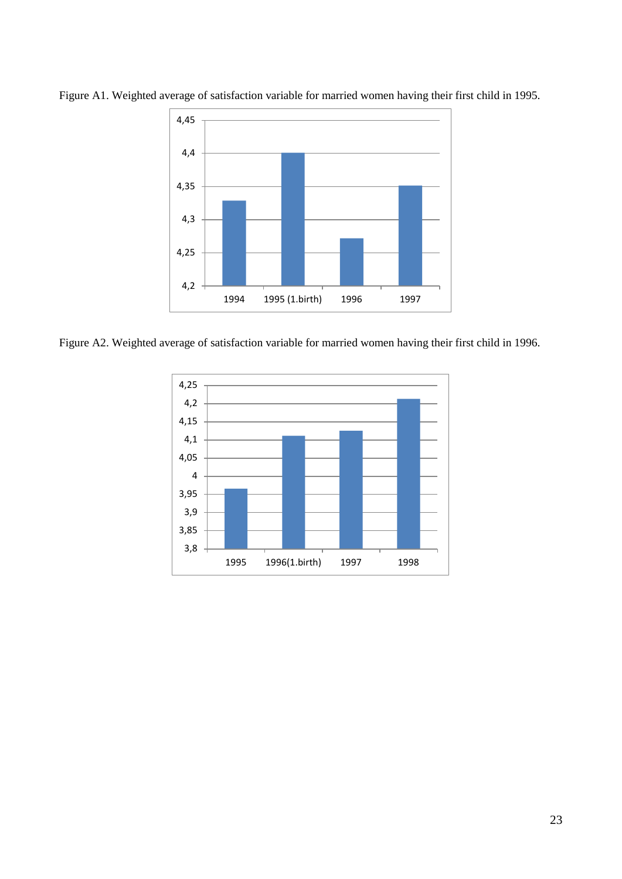Figure A1. Weighted average of satisfaction variable for married women having their first child in 1995.

Figure A2. Weighted average of satisfaction variable for married women having their first child in 1996.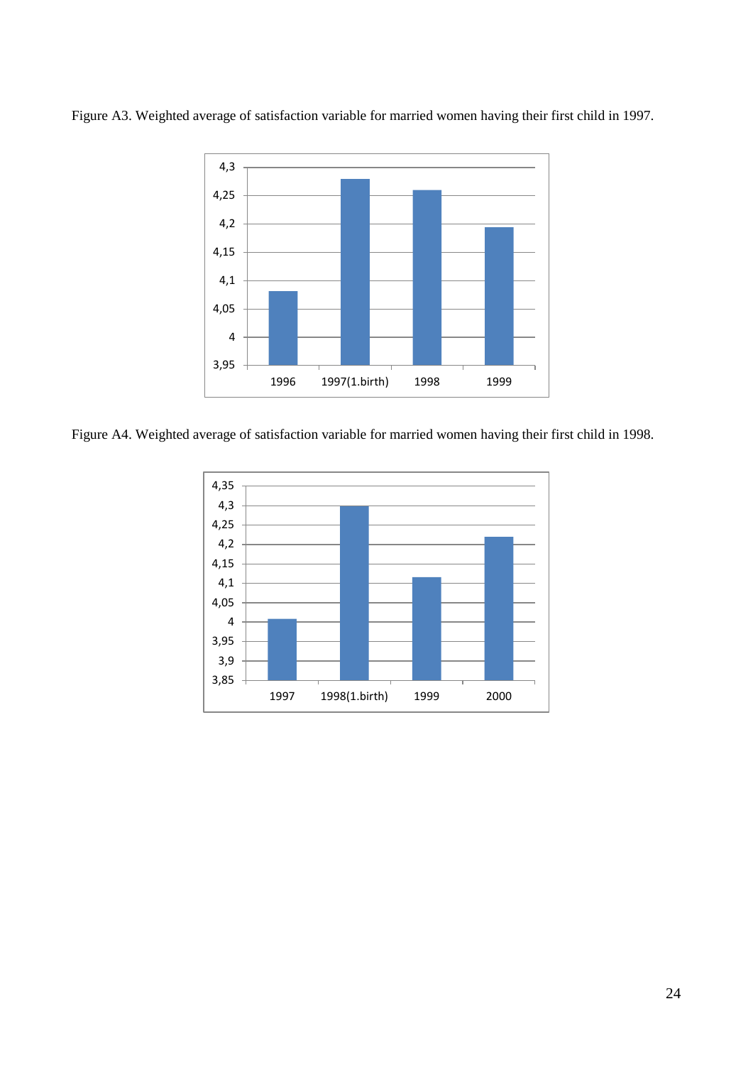Figure A3. Weighted average of satisfaction variable for married women having their first child in 1997.

Figure A4. Weighted average of satisfaction variable for married women having their first child in 1998.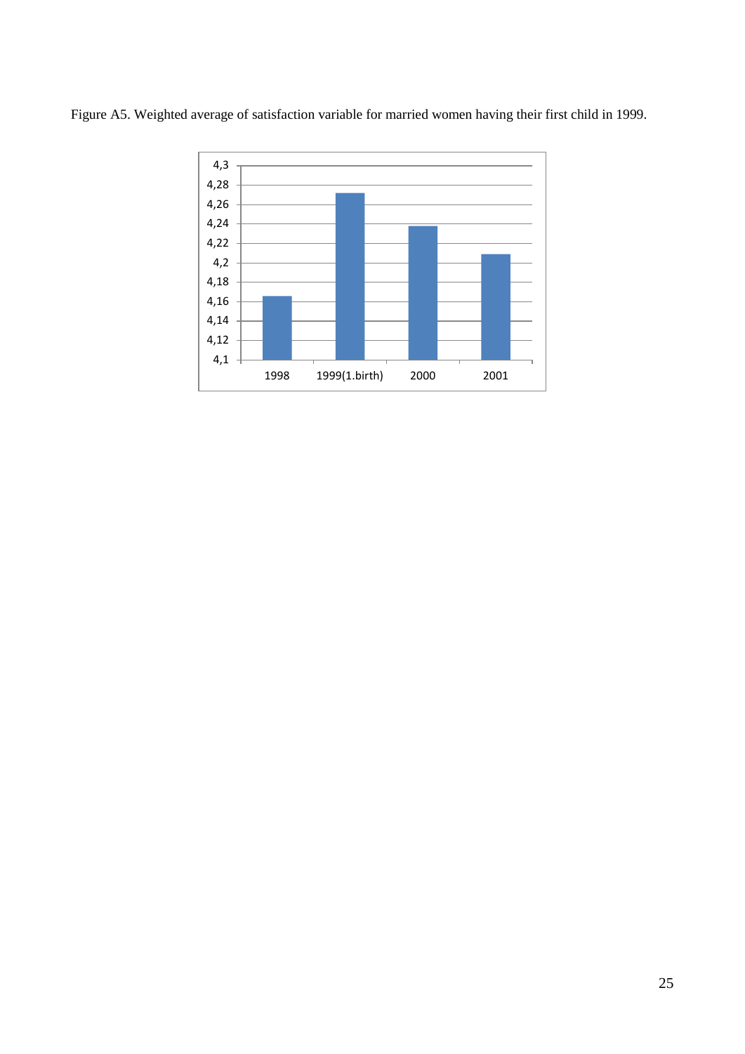Figure A5. Weighted average of satisfaction variable for married women having their first child in 1999.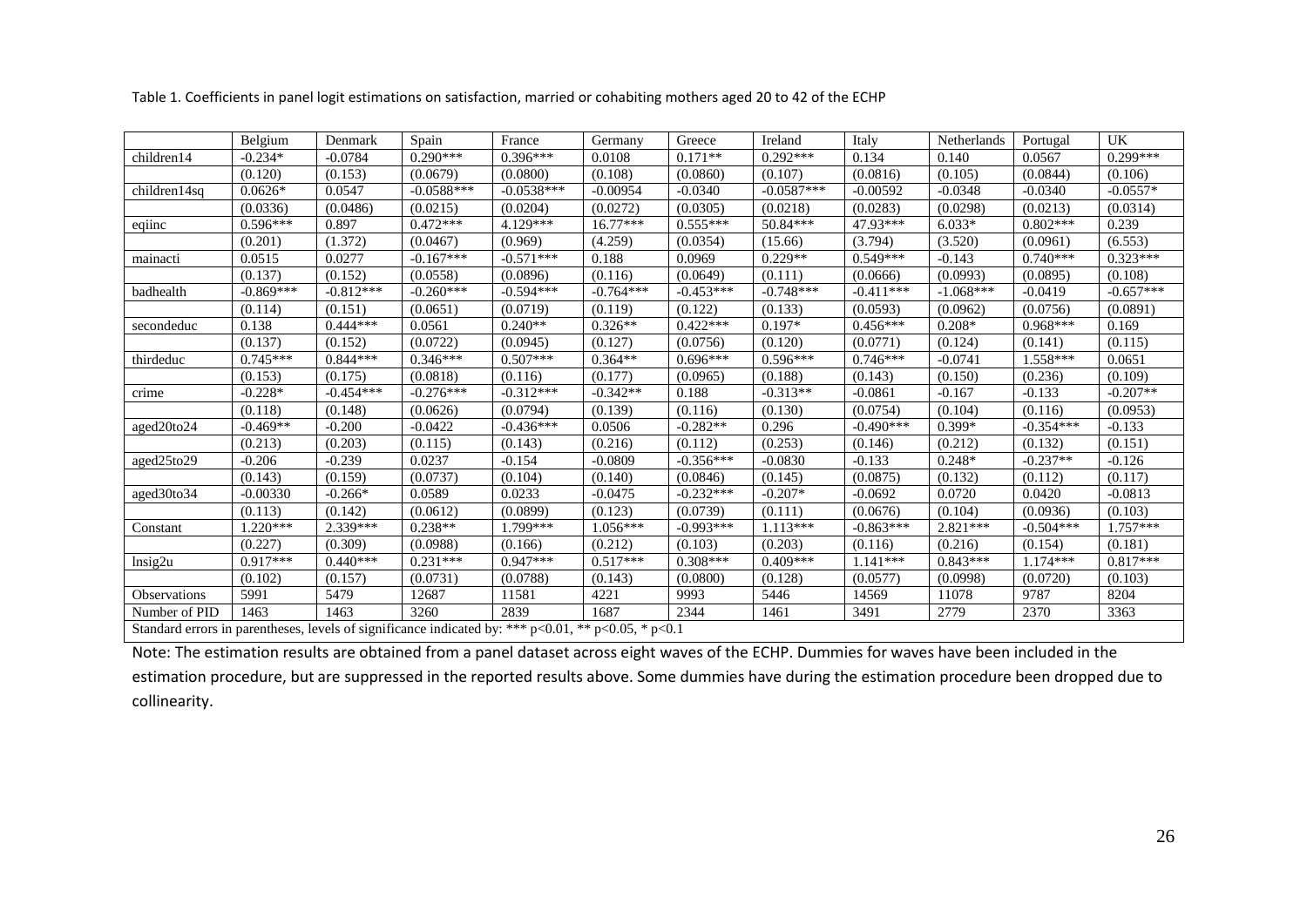Table 1. Coefficients in panel logit estimations on satisfaction, married or cohabiting mothers aged 20 to 42 of the ECHP

| | Belgium | Denmark | Spain | France | Germany | Greece | Ireland | Italy | Netherlands | Portugal | UK |
|---|---|---|---|---|---|---|---|---|---|---|---|
| children14 | -0.234* | -0.0784 | 0.290*** | 0.396*** | 0.0108 | 0.171** | 0.292*** | 0.134 | 0.140 | 0.0567 | 0.299*** |
| | (0.120) | (0.153) | (0.0679) | (0.0800) | (0.108) | (0.0860) | (0.107) | (0.0816) | (0.105) | (0.0844) | (0.106) |
| children14sq | 0.0626* | 0.0547 | -0.0588*** | -0.0538*** | -0.00954 | -0.0340 | -0.0587*** | -0.00592 | -0.0348 | -0.0340 | -0.0557* |
| | (0.0336) | (0.0486) | (0.0215) | (0.0204) | (0.0272) | (0.0305) | (0.0218) | (0.0283) | (0.0298) | (0.0213) | (0.0314) |
| eqiinc | 0.596*** | 0.897 | 0.472*** | 4.129*** | 16.77*** | 0.555*** | 50.84*** | 47.93*** | 6.033* | 0.802*** | 0.239 |
| | (0.201) | (1.372) | (0.0467) | (0.969) | (4.259) | (0.0354) | (15.66) | (3.794) | (3.520) | (0.0961) | (6.553) |
| mainacti | 0.0515 | 0.0277 | -0.167*** | -0.571*** | 0.188 | 0.0969 | 0.229** | 0.549*** | -0.143 | 0.740*** | 0.323*** |
| | (0.137) | (0.152) | (0.0558) | (0.0896) | (0.116) | (0.0649) | (0.111) | (0.0666) | (0.0993) | (0.0895) | (0.108) |
| badhealth | -0.869*** | -0.812*** | -0.260*** | -0.594*** | -0.764*** | -0.453*** | -0.748*** | -0.411*** | -1.068*** | -0.0419 | -0.657*** |
| | (0.114) | (0.151) | (0.0651) | (0.0719) | (0.119) | (0.122) | (0.133) | (0.0593) | (0.0962) | (0.0756) | (0.0891) |
| secondeduc | 0.138 | 0.444*** | 0.0561 | 0.240** | 0.326** | 0.422*** | 0.197* | 0.456*** | 0.208* | 0.968*** | 0.169 |
| | (0.137) | (0.152) | (0.0722) | (0.0945) | (0.127) | (0.0756) | (0.120) | (0.0771) | (0.124) | (0.141) | (0.115) |
| thirdeduc | 0.745*** | 0.844*** | 0.346*** | 0.507*** | 0.364** | 0.696*** | 0.596*** | 0.746*** | -0.0741 | 1.558*** | 0.0651 |
| | (0.153) | (0.175) | (0.0818) | (0.116) | (0.177) | (0.0965) | (0.188) | (0.143) | (0.150) | (0.236) | (0.109) |
| crime | -0.228* | -0.454*** | -0.276*** | -0.312*** | -0.342** | 0.188 | -0.313** | -0.0861 | -0.167 | -0.133 | -0.207** |
| | (0.118) | (0.148) | (0.0626) | (0.0794) | (0.139) | (0.116) | (0.130) | (0.0754) | (0.104) | (0.116) | (0.0953) |
| aged20to24 | -0.469** | -0.200 | -0.0422 | -0.436*** | 0.0506 | -0.282** | 0.296 | -0.490*** | 0.399* | -0.354*** | -0.133 |
| | (0.213) | (0.203) | (0.115) | (0.143) | (0.216) | (0.112) | (0.253) | (0.146) | (0.212) | (0.132) | (0.151) |
| aged25to29 | -0.206 | -0.239 | 0.0237 | -0.154 | -0.0809 | -0.356*** | -0.0830 | -0.133 | 0.248* | -0.237** | -0.126 |
| | (0.143) | (0.159) | (0.0737) | (0.104) | (0.140) | (0.0846) | (0.145) | (0.0875) | (0.132) | (0.112) | (0.117) |
| aged30to34 | -0.00330 | -0.266* | 0.0589 | 0.0233 | -0.0475 | -0.232*** | -0.207* | -0.0692 | 0.0720 | 0.0420 | -0.0813 |
| | (0.113) | (0.142) | (0.0612) | (0.0899) | (0.123) | (0.0739) | (0.111) | (0.0676) | (0.104) | (0.0936) | (0.103) |
| Constant | 1.220*** | 2.339*** | 0.238** | 1.799*** | 1.056*** | -0.993*** | 1.113*** | -0.863*** | 2.821*** | -0.504*** | 1.757*** |
| | (0.227) | (0.309) | (0.0988) | (0.166) | (0.212) | (0.103) | (0.203) | (0.116) | (0.216) | (0.154) | (0.181) |
| lnsig2u | 0.917*** | 0.440*** | 0.231*** | 0.947*** | 0.517*** | 0.308*** | 0.409*** | 1.141*** | 0.843*** | 1.174*** | 0.817*** |
| | (0.102) | (0.157) | (0.0731) | (0.0788) | (0.143) | (0.0800) | (0.128) | (0.0577) | (0.0998) | (0.0720) | (0.103) |
| Observations | 5991 | 5479 | 12687 | 11581 | 4221 | 9993 | 5446 | 14569 | 11078 | 9787 | 8204 |
| Number of PID | 1463 | 1463 | 3260 | 2839 | 1687 | 2344 | 1461 | 3491 | 2779 | 2370 | 3363 |

Standard errors in parentheses, levels of significance indicated by: *** p<0.01, ** p<0.05, * p<0.1

Note: The estimation results are obtained from a panel dataset across eight waves of the ECHP. Dummies for waves have been included in the estimation procedure, but are suppressed in the reported results above. Some dummies have during the estimation procedure been dropped due to collinearity.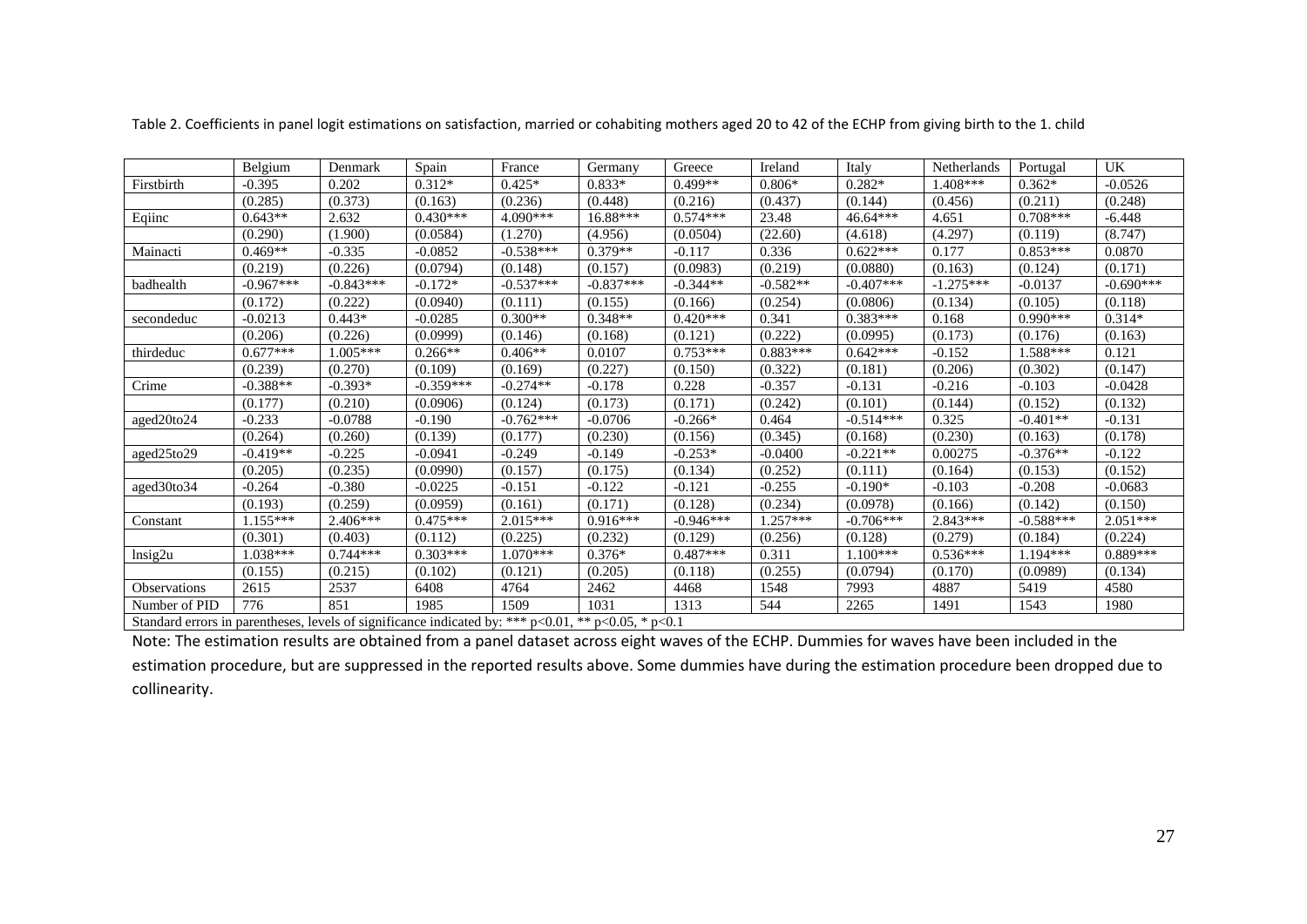Table 2. Coefficients in panel logit estimations on satisfaction, married or cohabiting mothers aged 20 to 42 of the ECHP from giving birth to the 1. child

| | Belgium | Denmark | Spain | France | Germany | Greece | Ireland | Italy | Netherlands | Portugal | UK |
|---|---|---|---|---|---|---|---|---|---|---|---|
| Firstbirth | -0.395 | 0.202 | 0.312* | 0.425* | 0.833* | 0.499** | 0.806* | 0.282* | 1.408*** | 0.362* | -0.0526 |
| | (0.285) | (0.373) | (0.163) | (0.236) | (0.448) | (0.216) | (0.437) | (0.144) | (0.456) | (0.211) | (0.248) |
| Eqiinc | 0.643** | 2.632 | 0.430*** | 4.090*** | 16.88*** | 0.574*** | 23.48 | 46.64*** | 4.651 | 0.708*** | -6.448 |
| | (0.290) | (1.900) | (0.0584) | (1.270) | (4.956) | (0.0504) | (22.60) | (4.618) | (4.297) | (0.119) | (8.747) |
| Mainacti | 0.469** | -0.335 | -0.0852 | -0.538*** | 0.379** | -0.117 | 0.336 | 0.622*** | 0.177 | 0.853*** | 0.0870 |
| | (0.219) | (0.226) | (0.0794) | (0.148) | (0.157) | (0.0983) | (0.219) | (0.0880) | (0.163) | (0.124) | (0.171) |
| badhealth | -0.967*** | -0.843*** | -0.172* | -0.537*** | -0.837*** | -0.344** | -0.582** | -0.407*** | -1.275*** | -0.0137 | -0.690*** |
| | (0.172) | (0.222) | (0.0940) | (0.111) | (0.155) | (0.166) | (0.254) | (0.0806) | (0.134) | (0.105) | (0.118) |
| secondeduc | -0.0213 | 0.443* | -0.0285 | 0.300** | 0.348** | 0.420*** | 0.341 | 0.383*** | 0.168 | 0.990*** | 0.314* |
| | (0.206) | (0.226) | (0.0999) | (0.146) | (0.168) | (0.121) | (0.222) | (0.0995) | (0.173) | (0.176) | (0.163) |
| thirdeduc | 0.677*** | 1.005*** | 0.266** | 0.406** | 0.0107 | 0.753*** | 0.883*** | 0.642*** | -0.152 | 1.588*** | 0.121 |
| | (0.239) | (0.270) | (0.109) | (0.169) | (0.227) | (0.150) | (0.322) | (0.181) | (0.206) | (0.302) | (0.147) |
| Crime | -0.388** | -0.393* | -0.359*** | -0.274** | -0.178 | 0.228 | -0.357 | -0.131 | -0.216 | -0.103 | -0.0428 |
| | (0.177) | (0.210) | (0.0906) | (0.124) | (0.173) | (0.171) | (0.242) | (0.101) | (0.144) | (0.152) | (0.132) |
| aged20to24 | -0.233 | -0.0788 | -0.190 | -0.762*** | -0.0706 | -0.266* | 0.464 | -0.514*** | 0.325 | -0.401** | -0.131 |
| | (0.264) | (0.260) | (0.139) | (0.177) | (0.230) | (0.156) | (0.345) | (0.168) | (0.230) | (0.163) | (0.178) |
| aged25to29 | -0.419** | -0.225 | -0.0941 | -0.249 | -0.149 | -0.253* | -0.0400 | -0.221** | 0.00275 | -0.376** | -0.122 |
| | (0.205) | (0.235) | (0.0990) | (0.157) | (0.175) | (0.134) | (0.252) | (0.111) | (0.164) | (0.153) | (0.152) |
| aged30to34 | -0.264 | -0.380 | -0.0225 | -0.151 | -0.122 | -0.121 | -0.255 | -0.190* | -0.103 | -0.208 | -0.0683 |
| | (0.193) | (0.259) | (0.0959) | (0.161) | (0.171) | (0.128) | (0.234) | (0.0978) | (0.166) | (0.142) | (0.150) |
| Constant | 1.155*** | 2.406*** | 0.475*** | 2.015*** | 0.916*** | -0.946*** | 1.257*** | -0.706*** | 2.843*** | -0.588*** | 2.051*** |
| | (0.301) | (0.403) | (0.112) | (0.225) | (0.232) | (0.129) | (0.256) | (0.128) | (0.279) | (0.184) | (0.224) |
| lnsig2u | 1.038*** | 0.744*** | 0.303*** | 1.070*** | 0.376* | 0.487*** | 0.311 | 1.100*** | 0.536*** | 1.194*** | 0.889*** |
| | (0.155) | (0.215) | (0.102) | (0.121) | (0.205) | (0.118) | (0.255) | (0.0794) | (0.170) | (0.0989) | (0.134) |
| Observations | 2615 | 2537 | 6408 | 4764 | 2462 | 4468 | 1548 | 7993 | 4887 | 5419 | 4580 |
| Number of PID | 776 | 851 | 1985 | 1509 | 1031 | 1313 | 544 | 2265 | 1491 | 1543 | 1980 |

Standard errors in parentheses, levels of significance indicated by: *** $p<0.01$, ** $p<0.05$, * $p<0.1$

Note: The estimation results are obtained from a panel dataset across eight waves of the ECHP. Dummies for waves have been included in the estimation procedure, but are suppressed in the reported results above. Some dummies have during the estimation procedure been dropped due to collinearity.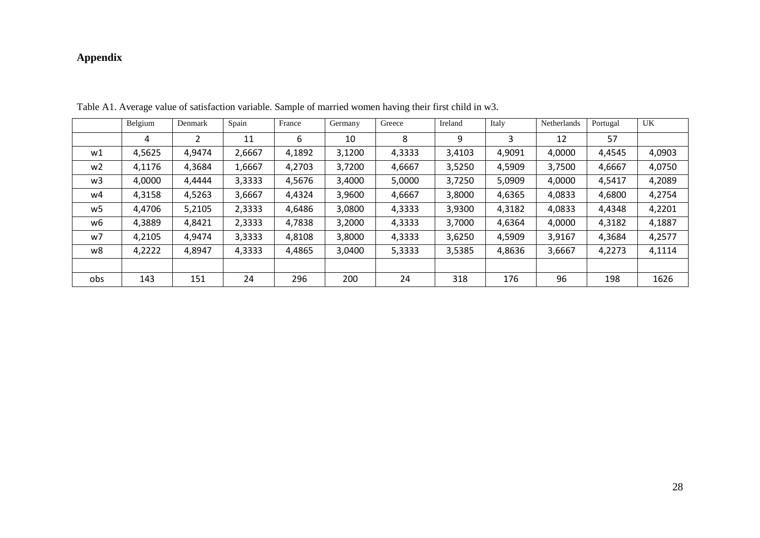# Appendix

Table A1. Average value of satisfaction variable. Sample of married women having their first child in w3.

| | Belgium | Denmark | Spain | France | Germany | Greece | Ireland | Italy | Netherlands | Portugal | UK |
|---|---|---|---|---|---|---|---|---|---|---|---|
| | 4 | 2 | 11 | 6 | 10 | 8 | 9 | 3 | 12 | 57 | |
| w1 | 4,5625 | 4,9474 | 2,6667 | 4,1892 | 3,1200 | 4,3333 | 3,4103 | 4,9091 | 4,0000 | 4,4545 | 4,0903 |
| w2 | 4,1176 | 4,3684 | 1,6667 | 4,2703 | 3,7200 | 4,6667 | 3,5250 | 4,5909 | 3,7500 | 4,6667 | 4,0750 |
| w3 | 4,0000 | 4,4444 | 3,3333 | 4,5676 | 3,4000 | 5,0000 | 3,7250 | 5,0909 | 4,0000 | 4,5417 | 4,2089 |
| w4 | 4,3158 | 4,5263 | 3,6667 | 4,4324 | 3,9600 | 4,6667 | 3,8000 | 4,6365 | 4,0833 | 4,6800 | 4,2754 |
| w5 | 4,4706 | 5,2105 | 2,3333 | 4,6486 | 3,0800 | 4,3333 | 3,9300 | 4,3182 | 4,0833 | 4,4348 | 4,2201 |
| w6 | 4,3889 | 4,8421 | 2,3333 | 4,7838 | 3,2000 | 4,3333 | 3,7000 | 4,6364 | 4,0000 | 4,3182 | 4,1887 |
| w7 | 4,2105 | 4,9474 | 3,3333 | 4,8108 | 3,8000 | 4,3333 | 3,6250 | 4,5909 | 3,9167 | 4,3684 | 4,2577 |
| w8 | 4,2222 | 4,8947 | 4,3333 | 4,4865 | 3,0400 | 5,3333 | 3,5385 | 4,8636 | 3,6667 | 4,2273 | 4,1114 |
| | | | | | | | | | | | |
| obs | 143 | 151 | 24 | 296 | 200 | 24 | 318 | 176 | 96 | 198 | 1626 |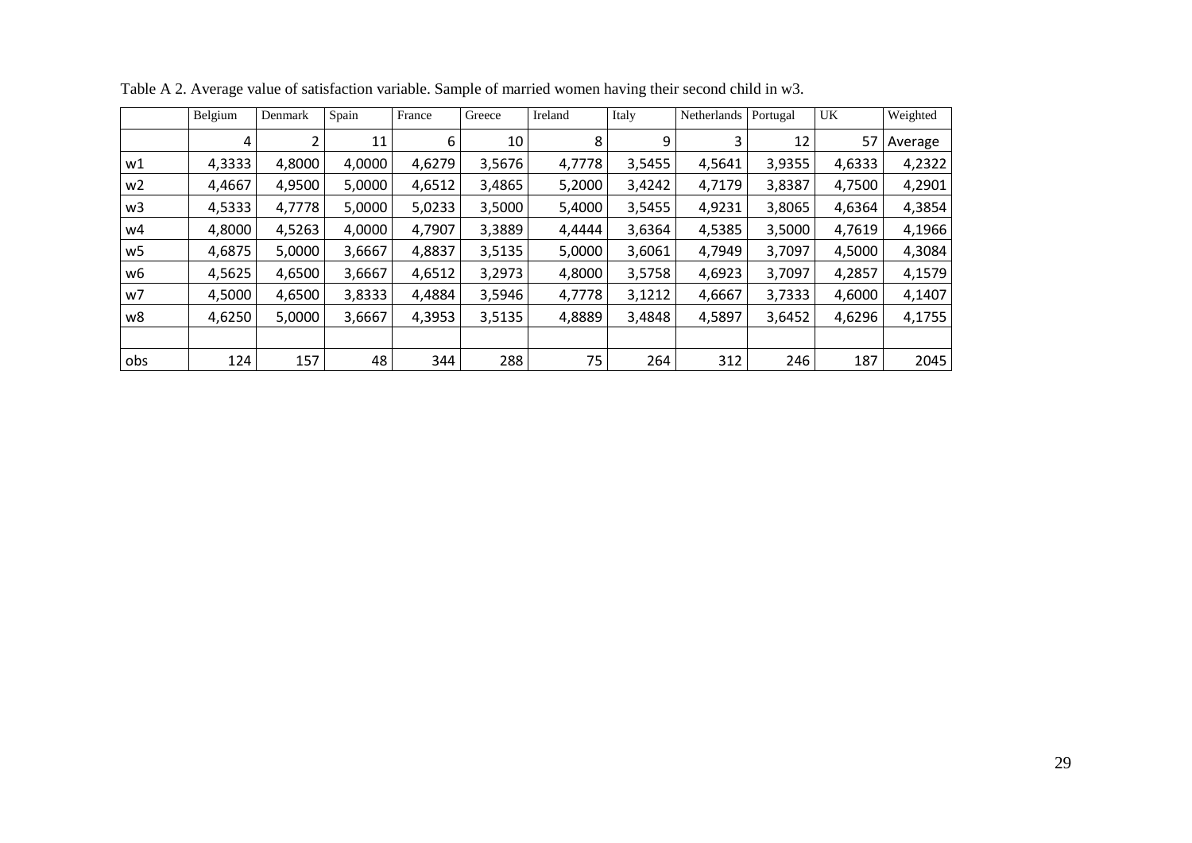Table A 2. Average value of satisfaction variable. Sample of married women having their second child in w3.

| | Belgium | Denmark | Spain | France | Greece | Ireland | Italy | Netherlands | Portugal | UK | Weighted |
|---|---|---|---|---|---|---|---|---|---|---|---|
| | 4 | 2 | 11 | 6 | 10 | 8 | 9 | 3 | 12 | 57 | Average |
| w1 | 4,3333 | 4,8000 | 4,0000 | 4,6279 | 3,5676 | 4,7778 | 3,5455 | 4,5641 | 3,9355 | 4,6333 | 4,2322 |
| w2 | 4,4667 | 4,9500 | 5,0000 | 4,6512 | 3,4865 | 5,2000 | 3,4242 | 4,7179 | 3,8387 | 4,7500 | 4,2901 |
| w3 | 4,5333 | 4,7778 | 5,0000 | 5,0233 | 3,5000 | 5,4000 | 3,5455 | 4,9231 | 3,8065 | 4,6364 | 4,3854 |
| w4 | 4,8000 | 4,5263 | 4,0000 | 4,7907 | 3,3889 | 4,4444 | 3,6364 | 4,5385 | 3,5000 | 4,7619 | 4,1966 |
| w5 | 4,6875 | 5,0000 | 3,6667 | 4,8837 | 3,5135 | 5,0000 | 3,6061 | 4,7949 | 3,7097 | 4,5000 | 4,3084 |
| w6 | 4,5625 | 4,6500 | 3,6667 | 4,6512 | 3,2973 | 4,8000 | 3,5758 | 4,6923 | 3,7097 | 4,2857 | 4,1579 |
| w7 | 4,5000 | 4,6500 | 3,8333 | 4,4884 | 3,5946 | 4,7778 | 3,1212 | 4,6667 | 3,7333 | 4,6000 | 4,1407 |
| w8 | 4,6250 | 5,0000 | 3,6667 | 4,3953 | 3,5135 | 4,8889 | 3,4848 | 4,5897 | 3,6452 | 4,6296 | 4,1755 |
| | | | | | | | | | | | |
| obs | 124 | 157 | 48 | 344 | 288 | 75 | 264 | 312 | 246 | 187 | 2045 |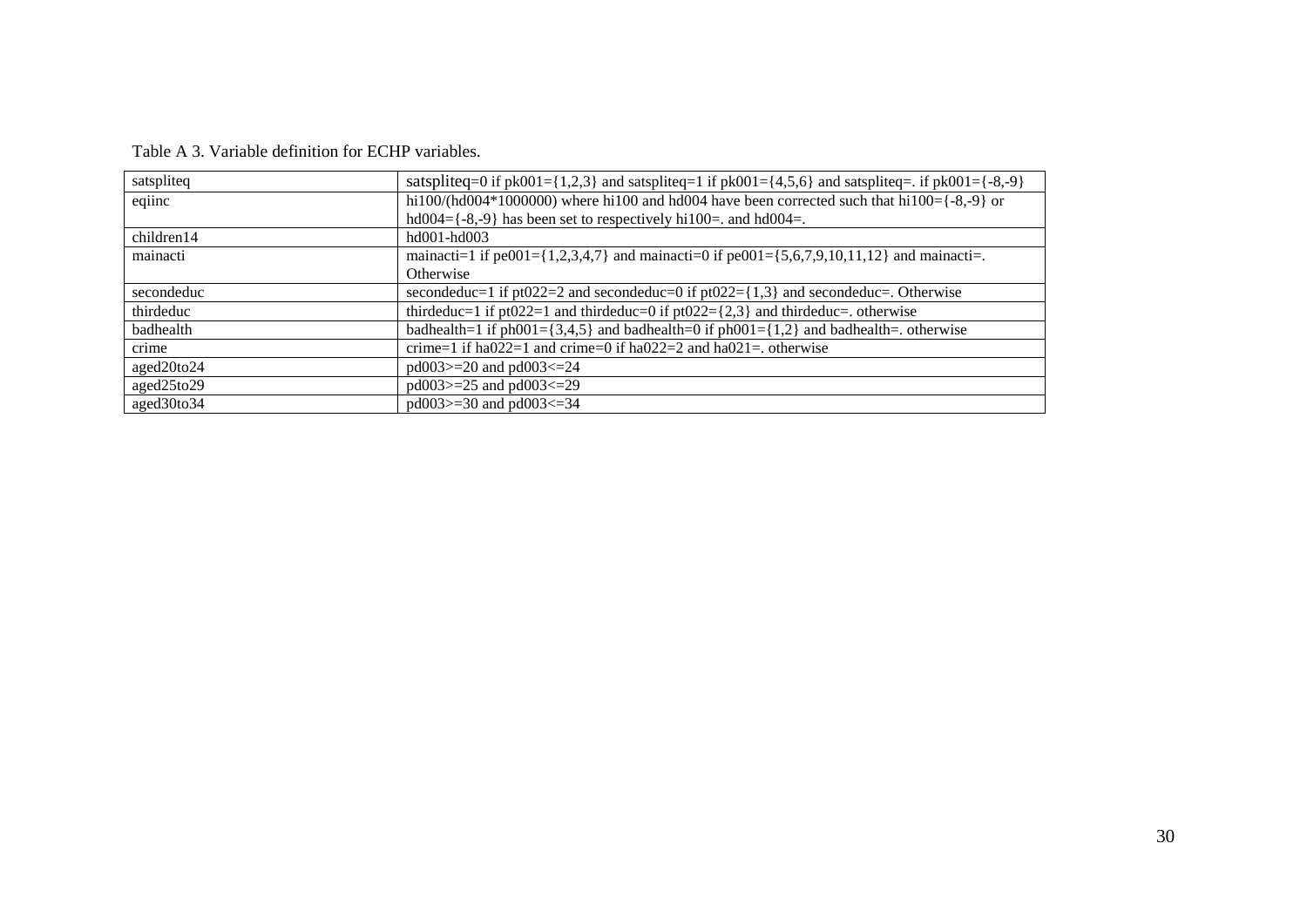Table A 3. Variable definition for ECHP variables.

| | |
|---|---|
| satspliteq | satspliteq=0 if pk001={1,2,3} and satspliteq=1 if pk001={4,5,6} and satspliteq=. if pk001={-8,-9} |
| eqiinc | hi100/(hd004*1000000) where hi100 and hd004 have been corrected such that hi100={-8,-9} or hd004={-8,-9} has been set to respectively hi100=. and hd004=. |
| children14 | hd001-hd003 |
| mainacti | mainacti=1 if pe001={1,2,3,4,7} and mainacti=0 if pe001={5,6,7,9,10,11,12} and mainacti=. Otherwise |
| secondeduc | secondeduc=1 if pt022=2 and secondeduc=0 if pt022={1,3} and secondeduc=. Otherwise |
| thirdeduc | thirdeduc=1 if pt022=1 and thirdeduc=0 if pt022={2,3} and thirdeduc=. otherwise |
| badhealth | badhealth=1 if ph001={3,4,5} and badhealth=0 if ph001={1,2} and badhealth=. otherwise |
| crime | crime=1 if ha022=1 and crime=0 if ha022=2 and ha021=. otherwise |
| aged20to24 | pd003>=20 and pd003<=24 |
| aged25to29 | pd003>=25 and pd003<=29 |
| aged30to34 | pd003>=30 and pd003<=34 |